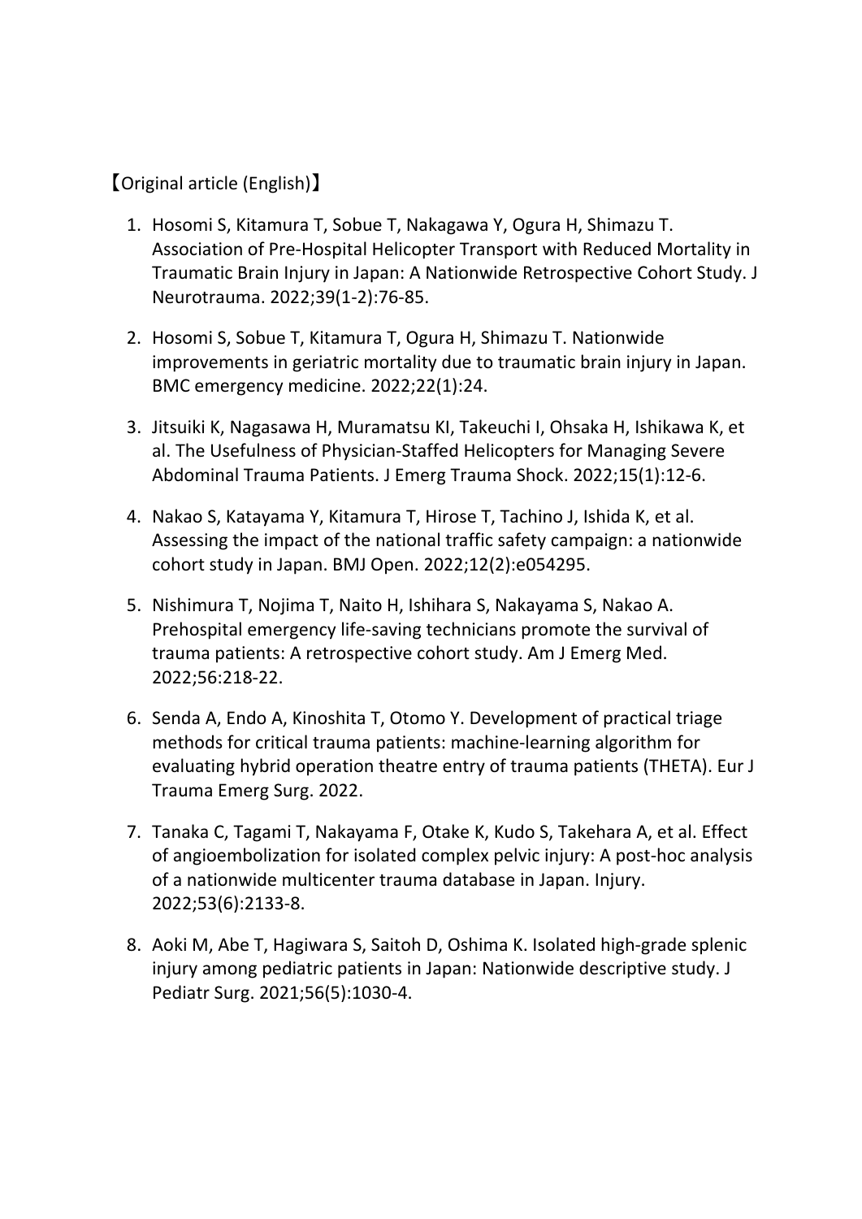【Original article (English)】

1. Hosomi S, Kitamura T, Sobue T, Nakagawa Y, Ogura H, Shimazu T. Association of Pre-Hospital Helicopter Transport with Reduced Mortality in Traumatic Brain Injury in Japan: A Nationwide Retrospective Cohort Study. J Neurotrauma. 2022;39(1-2):76-85.

2. Hosomi S, Sobue T, Kitamura T, Ogura H, Shimazu T. Nationwide improvements in geriatric mortality due to traumatic brain injury in Japan. BMC emergency medicine. 2022;22(1):24.

3. Jitsuiki K, Nagasawa H, Muramatsu KI, Takeuchi I, Ohsaka H, Ishikawa K, et al. The Usefulness of Physician-Staffed Helicopters for Managing Severe Abdominal Trauma Patients. J Emerg Trauma Shock. 2022;15(1):12-6.

4. Nakao S, Katayama Y, Kitamura T, Hirose T, Tachino J, Ishida K, et al. Assessing the impact of the national traffic safety campaign: a nationwide cohort study in Japan. BMJ Open. 2022;12(2):e054295.

5. Nishimura T, Nojima T, Naito H, Ishihara S, Nakayama S, Nakao A. Prehospital emergency life-saving technicians promote the survival of trauma patients: A retrospective cohort study. Am J Emerg Med. 2022;56:218-22.

6. Senda A, Endo A, Kinoshita T, Otomo Y. Development of practical triage methods for critical trauma patients: machine-learning algorithm for evaluating hybrid operation theatre entry of trauma patients (THETA). Eur J Trauma Emerg Surg. 2022.

7. Tanaka C, Tagami T, Nakayama F, Otake K, Kudo S, Takehara A, et al. Effect of angioembolization for isolated complex pelvic injury: A post-hoc analysis of a nationwide multicenter trauma database in Japan. Injury. 2022;53(6):2133-8.

8. Aoki M, Abe T, Hagiwara S, Saitoh D, Oshima K. Isolated high-grade splenic injury among pediatric patients in Japan: Nationwide descriptive study. J Pediatr Surg. 2021;56(5):1030-4.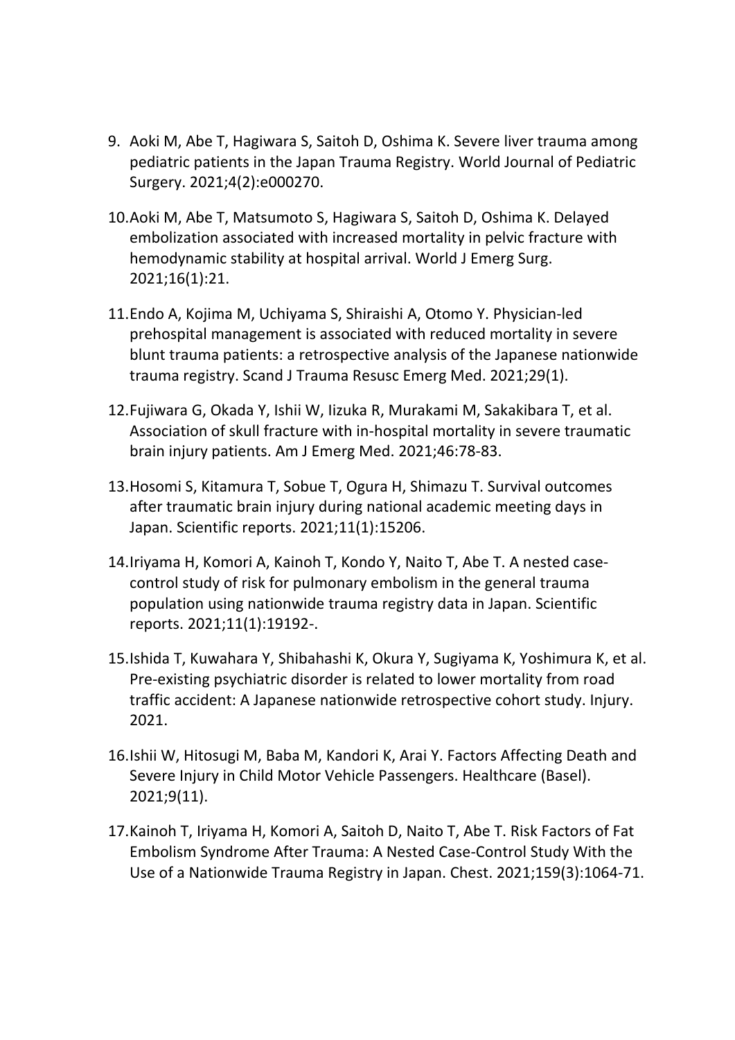9. Aoki M, Abe T, Hagiwara S, Saitoh D, Oshima K. Severe liver trauma among pediatric patients in the Japan Trauma Registry. World Journal of Pediatric Surgery. 2021;4(2):e000270.

10. Aoki M, Abe T, Matsumoto S, Hagiwara S, Saitoh D, Oshima K. Delayed embolization associated with increased mortality in pelvic fracture with hemodynamic stability at hospital arrival. World J Emerg Surg. 2021;16(1):21.

11. Endo A, Kojima M, Uchiyama S, Shiraishi A, Otomo Y. Physician-led prehospital management is associated with reduced mortality in severe blunt trauma patients: a retrospective analysis of the Japanese nationwide trauma registry. Scand J Trauma Resusc Emerg Med. 2021;29(1).

12. Fujiwara G, Okada Y, Ishii W, Iizuka R, Murakami M, Sakakibara T, et al. Association of skull fracture with in-hospital mortality in severe traumatic brain injury patients. Am J Emerg Med. 2021;46:78-83.

13. Hosomi S, Kitamura T, Sobue T, Ogura H, Shimazu T. Survival outcomes after traumatic brain injury during national academic meeting days in Japan. Scientific reports. 2021;11(1):15206.

14. Iriyama H, Komori A, Kainoh T, Kondo Y, Naito T, Abe T. A nested case-control study of risk for pulmonary embolism in the general trauma population using nationwide trauma registry data in Japan. Scientific reports. 2021;11(1):19192-.

15. Ishida T, Kuwahara Y, Shibahashi K, Okura Y, Sugiyama K, Yoshimura K, et al. Pre-existing psychiatric disorder is related to lower mortality from road traffic accident: A Japanese nationwide retrospective cohort study. Injury. 2021.

16. Ishii W, Hitosugi M, Baba M, Kandori K, Arai Y. Factors Affecting Death and Severe Injury in Child Motor Vehicle Passengers. Healthcare (Basel). 2021;9(11).

17. Kainoh T, Iriyama H, Komori A, Saitoh D, Naito T, Abe T. Risk Factors of Fat Embolism Syndrome After Trauma: A Nested Case-Control Study With the Use of a Nationwide Trauma Registry in Japan. Chest. 2021;159(3):1064-71.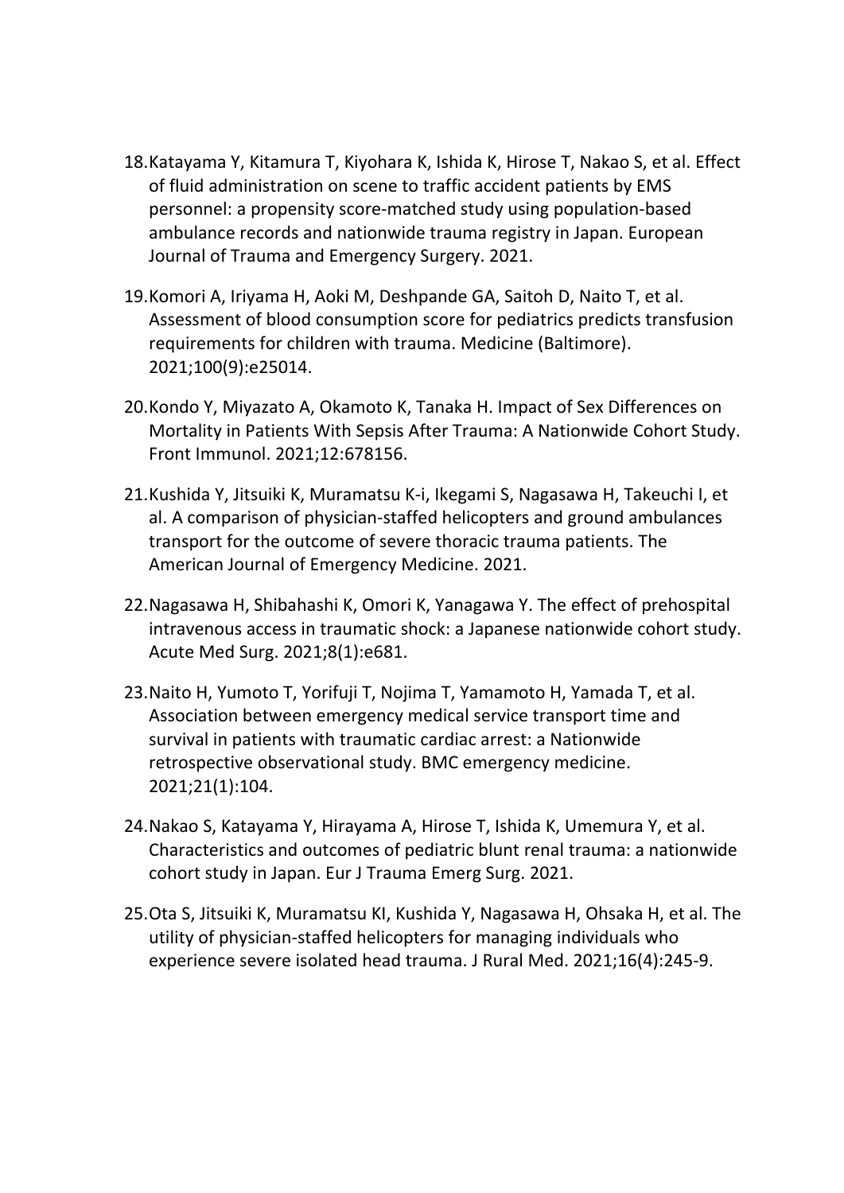18. Katayama Y, Kitamura T, Kiyohara K, Ishida K, Hirose T, Nakao S, et al. Effect of fluid administration on scene to traffic accident patients by EMS personnel: a propensity score-matched study using population-based ambulance records and nationwide trauma registry in Japan. European Journal of Trauma and Emergency Surgery. 2021.

19. Komori A, Iriyama H, Aoki M, Deshpande GA, Saitoh D, Naito T, et al. Assessment of blood consumption score for pediatrics predicts transfusion requirements for children with trauma. Medicine (Baltimore). 2021;100(9):e25014.

20. Kondo Y, Miyazato A, Okamoto K, Tanaka H. Impact of Sex Differences on Mortality in Patients With Sepsis After Trauma: A Nationwide Cohort Study. Front Immunol. 2021;12:678156.

21. Kushida Y, Jitsuiki K, Muramatsu K-i, Ikegami S, Nagasawa H, Takeuchi I, et al. A comparison of physician-staffed helicopters and ground ambulances transport for the outcome of severe thoracic trauma patients. The American Journal of Emergency Medicine. 2021.

22. Nagasawa H, Shibahashi K, Omori K, Yanagawa Y. The effect of prehospital intravenous access in traumatic shock: a Japanese nationwide cohort study. Acute Med Surg. 2021;8(1):e681.

23. Naito H, Yumoto T, Yorifuji T, Nojima T, Yamamoto H, Yamada T, et al. Association between emergency medical service transport time and survival in patients with traumatic cardiac arrest: a Nationwide retrospective observational study. BMC emergency medicine. 2021;21(1):104.

24. Nakao S, Katayama Y, Hirayama A, Hirose T, Ishida K, Umemura Y, et al. Characteristics and outcomes of pediatric blunt renal trauma: a nationwide cohort study in Japan. Eur J Trauma Emerg Surg. 2021.

25. Ota S, Jitsuiki K, Muramatsu KI, Kushida Y, Nagasawa H, Ohsaka H, et al. The utility of physician-staffed helicopters for managing individuals who experience severe isolated head trauma. J Rural Med. 2021;16(4):245-9.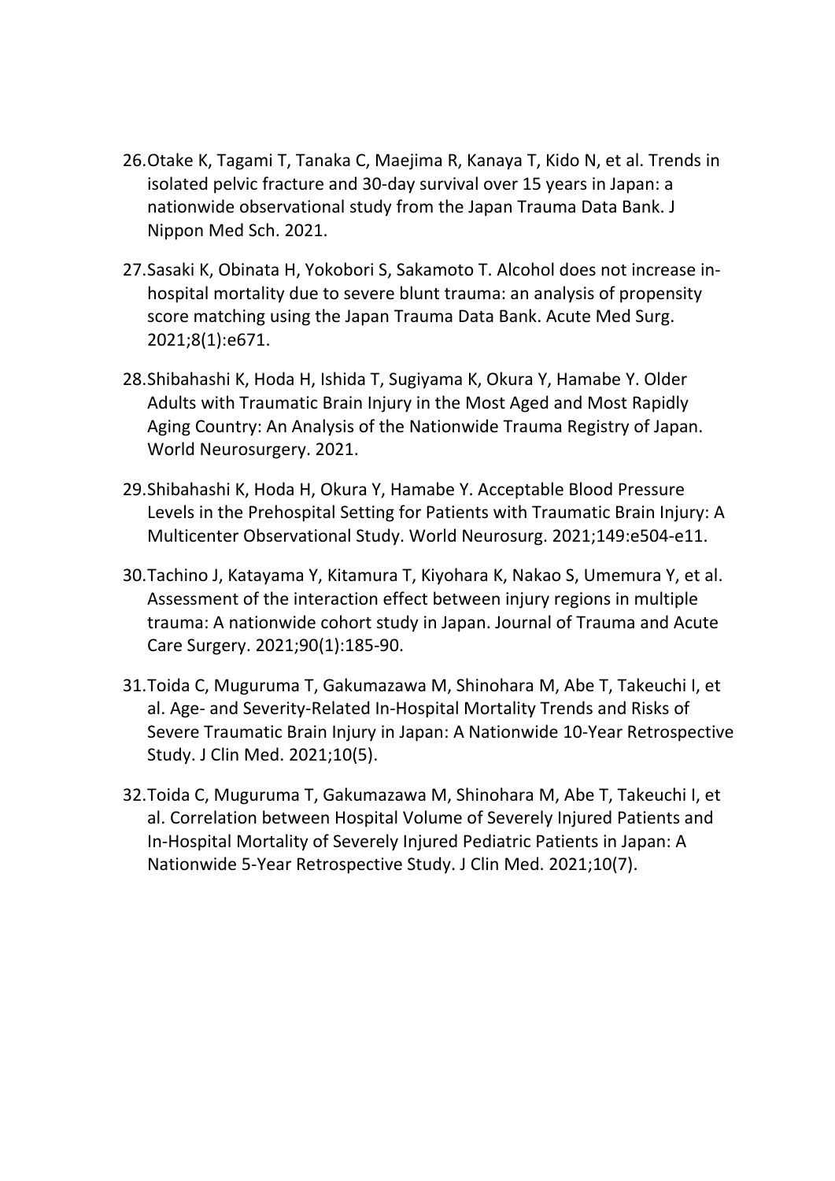26. Otake K, Tagami T, Tanaka C, Maejima R, Kanaya T, Kido N, et al. Trends in isolated pelvic fracture and 30-day survival over 15 years in Japan: a nationwide observational study from the Japan Trauma Data Bank. J Nippon Med Sch. 2021.

27. Sasaki K, Obinata H, Yokobori S, Sakamoto T. Alcohol does not increase in-hospital mortality due to severe blunt trauma: an analysis of propensity score matching using the Japan Trauma Data Bank. Acute Med Surg. 2021;8(1):e671.

28. Shibahashi K, Hoda H, Ishida T, Sugiyama K, Okura Y, Hamabe Y. Older Adults with Traumatic Brain Injury in the Most Aged and Most Rapidly Aging Country: An Analysis of the Nationwide Trauma Registry of Japan. World Neurosurgery. 2021.

29. Shibahashi K, Hoda H, Okura Y, Hamabe Y. Acceptable Blood Pressure Levels in the Prehospital Setting for Patients with Traumatic Brain Injury: A Multicenter Observational Study. World Neurosurg. 2021;149:e504-e11.

30. Tachino J, Katayama Y, Kitamura T, Kiyohara K, Nakao S, Umemura Y, et al. Assessment of the interaction effect between injury regions in multiple trauma: A nationwide cohort study in Japan. Journal of Trauma and Acute Care Surgery. 2021;90(1):185-90.

31. Toida C, Muguruma T, Gakumazawa M, Shinohara M, Abe T, Takeuchi I, et al. Age- and Severity-Related In-Hospital Mortality Trends and Risks of Severe Traumatic Brain Injury in Japan: A Nationwide 10-Year Retrospective Study. J Clin Med. 2021;10(5).

32. Toida C, Muguruma T, Gakumazawa M, Shinohara M, Abe T, Takeuchi I, et al. Correlation between Hospital Volume of Severely Injured Patients and In-Hospital Mortality of Severely Injured Pediatric Patients in Japan: A Nationwide 5-Year Retrospective Study. J Clin Med. 2021;10(7).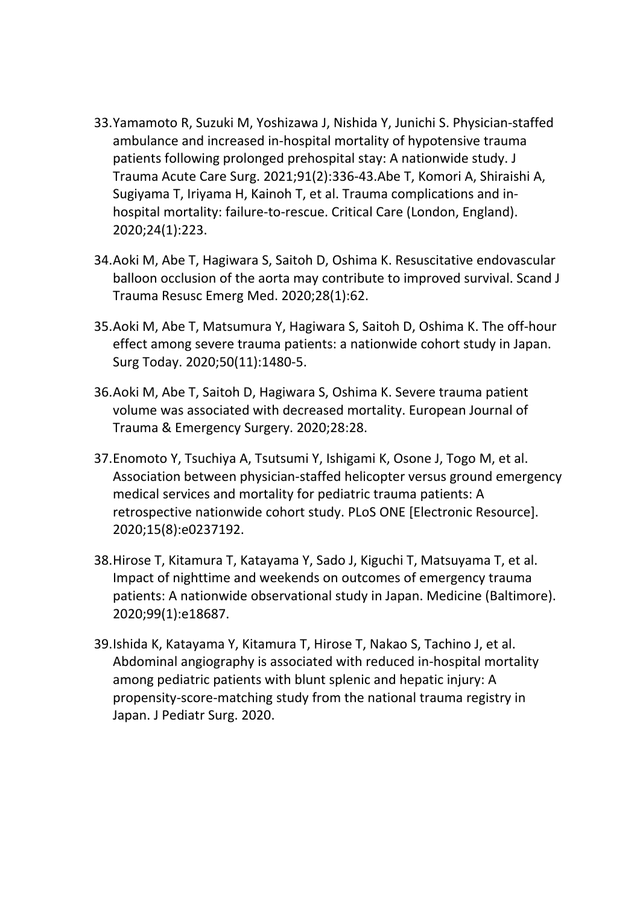33. Yamamoto R, Suzuki M, Yoshizawa J, Nishida Y, Junichi S. Physician-staffed ambulance and increased in-hospital mortality of hypotensive trauma patients following prolonged prehospital stay: A nationwide study. J Trauma Acute Care Surg. 2021;91(2):336-43.Abe T, Komori A, Shiraishi A, Sugiyama T, Iriyama H, Kainoh T, et al. Trauma complications and in-hospital mortality: failure-to-rescue. Critical Care (London, England). 2020;24(1):223.

34. Aoki M, Abe T, Hagiwara S, Saitoh D, Oshima K. Resuscitative endovascular balloon occlusion of the aorta may contribute to improved survival. Scand J Trauma Resusc Emerg Med. 2020;28(1):62.

35. Aoki M, Abe T, Matsumura Y, Hagiwara S, Saitoh D, Oshima K. The off-hour effect among severe trauma patients: a nationwide cohort study in Japan. Surg Today. 2020;50(11):1480-5.

36. Aoki M, Abe T, Saitoh D, Hagiwara S, Oshima K. Severe trauma patient volume was associated with decreased mortality. European Journal of Trauma & Emergency Surgery. 2020;28:28.

37. Enomoto Y, Tsuchiya A, Tsutsumi Y, Ishigami K, Osone J, Togo M, et al. Association between physician-staffed helicopter versus ground emergency medical services and mortality for pediatric trauma patients: A retrospective nationwide cohort study. PLoS ONE [Electronic Resource]. 2020;15(8):e0237192.

38. Hirose T, Kitamura T, Katayama Y, Sado J, Kiguchi T, Matsuyama T, et al. Impact of nighttime and weekends on outcomes of emergency trauma patients: A nationwide observational study in Japan. Medicine (Baltimore). 2020;99(1):e18687.

39. Ishida K, Katayama Y, Kitamura T, Hirose T, Nakao S, Tachino J, et al. Abdominal angiography is associated with reduced in-hospital mortality among pediatric patients with blunt splenic and hepatic injury: A propensity-score-matching study from the national trauma registry in Japan. J Pediatr Surg. 2020.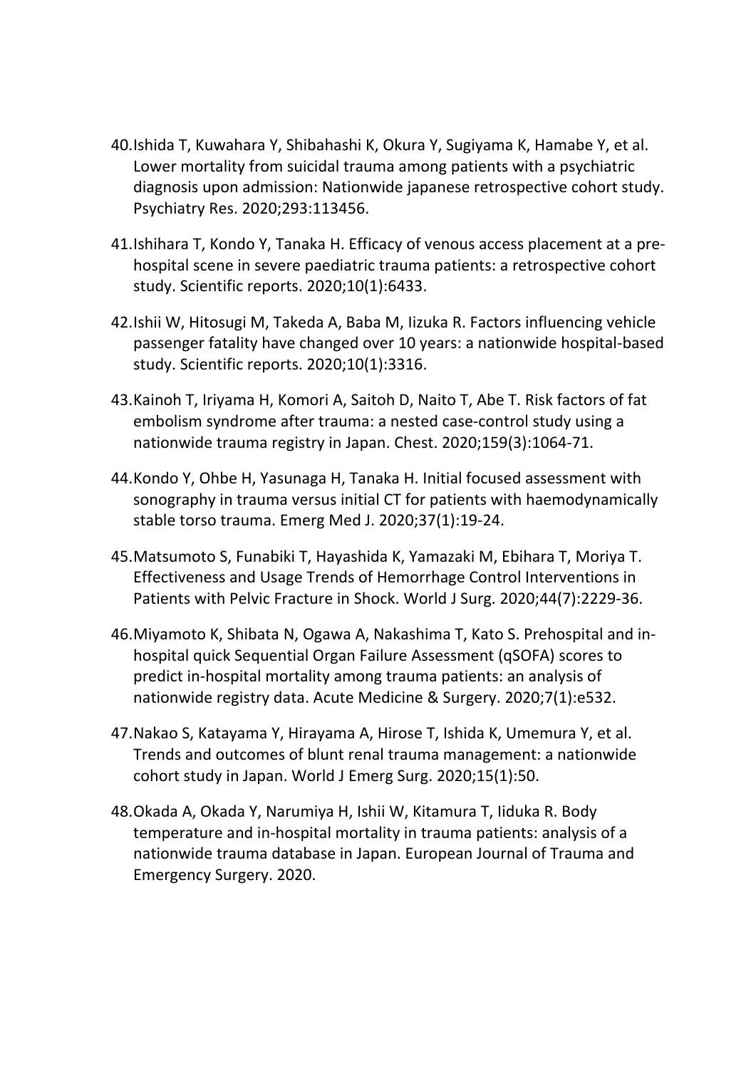40. Ishida T, Kuwahara Y, Shibahashi K, Okura Y, Sugiyama K, Hamabe Y, et al. Lower mortality from suicidal trauma among patients with a psychiatric diagnosis upon admission: Nationwide japanese retrospective cohort study. Psychiatry Res. 2020;293:113456.

41. Ishihara T, Kondo Y, Tanaka H. Efficacy of venous access placement at a pre-hospital scene in severe paediatric trauma patients: a retrospective cohort study. Scientific reports. 2020;10(1):6433.

42. Ishii W, Hitosugi M, Takeda A, Baba M, Iizuka R. Factors influencing vehicle passenger fatality have changed over 10 years: a nationwide hospital-based study. Scientific reports. 2020;10(1):3316.

43. Kainoh T, Iriyama H, Komori A, Saitoh D, Naito T, Abe T. Risk factors of fat embolism syndrome after trauma: a nested case-control study using a nationwide trauma registry in Japan. Chest. 2020;159(3):1064-71.

44. Kondo Y, Ohbe H, Yasunaga H, Tanaka H. Initial focused assessment with sonography in trauma versus initial CT for patients with haemodynamically stable torso trauma. Emerg Med J. 2020;37(1):19-24.

45. Matsumoto S, Funabiki T, Hayashida K, Yamazaki M, Ebihara T, Moriya T. Effectiveness and Usage Trends of Hemorrhage Control Interventions in Patients with Pelvic Fracture in Shock. World J Surg. 2020;44(7):2229-36.

46. Miyamoto K, Shibata N, Ogawa A, Nakashima T, Kato S. Prehospital and in-hospital quick Sequential Organ Failure Assessment (qSOFA) scores to predict in-hospital mortality among trauma patients: an analysis of nationwide registry data. Acute Medicine & Surgery. 2020;7(1):e532.

47. Nakao S, Katayama Y, Hirayama A, Hirose T, Ishida K, Umemura Y, et al. Trends and outcomes of blunt renal trauma management: a nationwide cohort study in Japan. World J Emerg Surg. 2020;15(1):50.

48. Okada A, Okada Y, Narumiya H, Ishii W, Kitamura T, Iiduka R. Body temperature and in-hospital mortality in trauma patients: analysis of a nationwide trauma database in Japan. European Journal of Trauma and Emergency Surgery. 2020.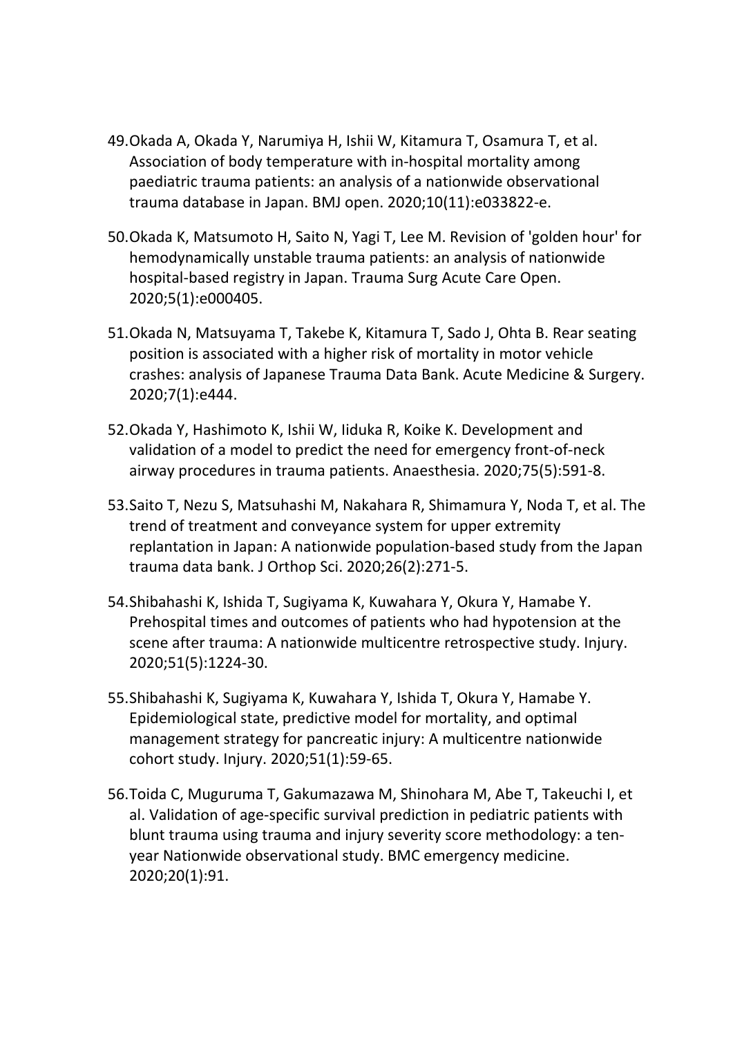49. Okada A, Okada Y, Narumiya H, Ishii W, Kitamura T, Osamura T, et al. Association of body temperature with in-hospital mortality among paediatric trauma patients: an analysis of a nationwide observational trauma database in Japan. BMJ open. 2020;10(11):e033822-e.

50. Okada K, Matsumoto H, Saito N, Yagi T, Lee M. Revision of 'golden hour' for hemodynamically unstable trauma patients: an analysis of nationwide hospital-based registry in Japan. Trauma Surg Acute Care Open. 2020;5(1):e000405.

51. Okada N, Matsuyama T, Takebe K, Kitamura T, Sado J, Ohta B. Rear seating position is associated with a higher risk of mortality in motor vehicle crashes: analysis of Japanese Trauma Data Bank. Acute Medicine & Surgery. 2020;7(1):e444.

52. Okada Y, Hashimoto K, Ishii W, Iiduka R, Koike K. Development and validation of a model to predict the need for emergency front-of-neck airway procedures in trauma patients. Anaesthesia. 2020;75(5):591-8.

53. Saito T, Nezu S, Matsuhashi M, Nakahara R, Shimamura Y, Noda T, et al. The trend of treatment and conveyance system for upper extremity replantation in Japan: A nationwide population-based study from the Japan trauma data bank. J Orthop Sci. 2020;26(2):271-5.

54. Shibahashi K, Ishida T, Sugiyama K, Kuwahara Y, Okura Y, Hamabe Y. Prehospital times and outcomes of patients who had hypotension at the scene after trauma: A nationwide multicentre retrospective study. Injury. 2020;51(5):1224-30.

55. Shibahashi K, Sugiyama K, Kuwahara Y, Ishida T, Okura Y, Hamabe Y. Epidemiological state, predictive model for mortality, and optimal management strategy for pancreatic injury: A multicentre nationwide cohort study. Injury. 2020;51(1):59-65.

56. Toida C, Muguruma T, Gakumazawa M, Shinohara M, Abe T, Takeuchi I, et al. Validation of age-specific survival prediction in pediatric patients with blunt trauma using trauma and injury severity score methodology: a ten-year Nationwide observational study. BMC emergency medicine. 2020;20(1):91.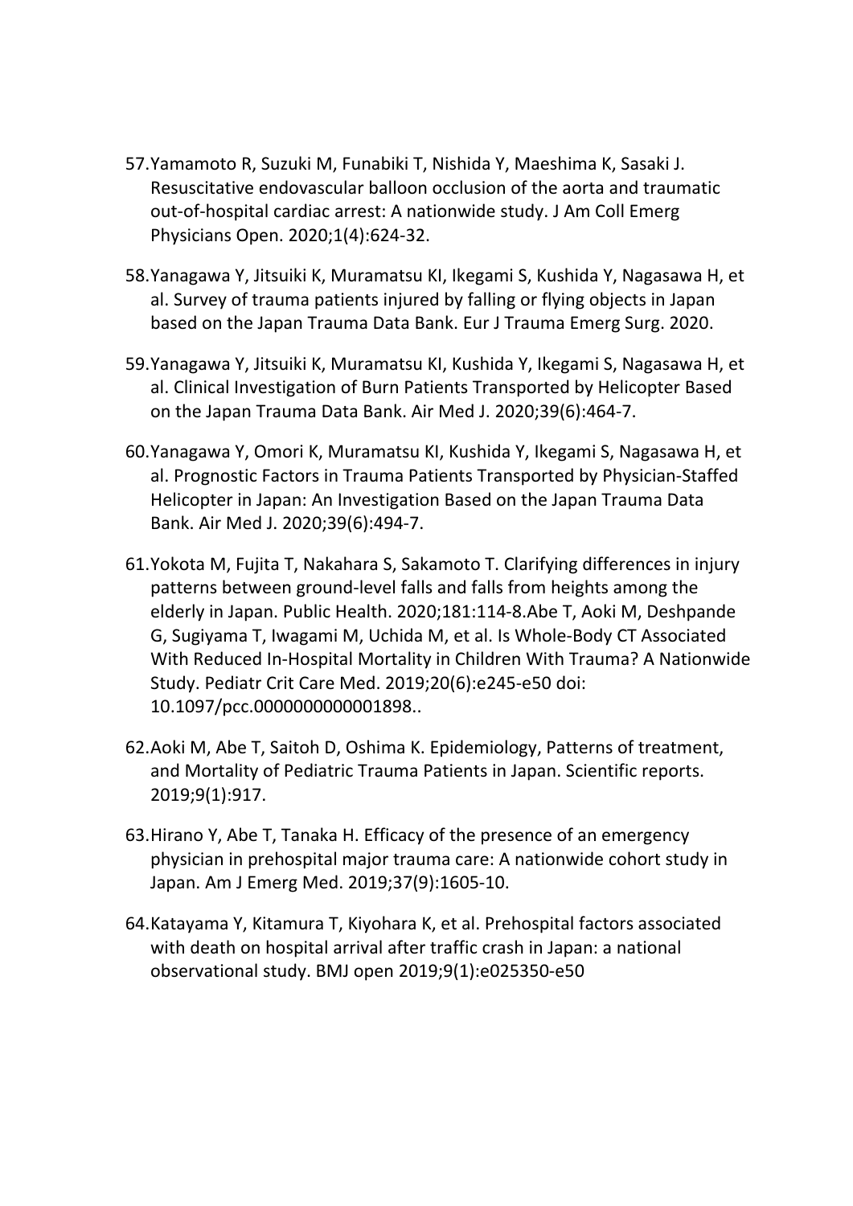57. Yamamoto R, Suzuki M, Funabiki T, Nishida Y, Maeshima K, Sasaki J. Resuscitative endovascular balloon occlusion of the aorta and traumatic out-of-hospital cardiac arrest: A nationwide study. J Am Coll Emerg Physicians Open. 2020;1(4):624-32.

58. Yanagawa Y, Jitsuiki K, Muramatsu KI, Ikegami S, Kushida Y, Nagasawa H, et al. Survey of trauma patients injured by falling or flying objects in Japan based on the Japan Trauma Data Bank. Eur J Trauma Emerg Surg. 2020.

59. Yanagawa Y, Jitsuiki K, Muramatsu KI, Kushida Y, Ikegami S, Nagasawa H, et al. Clinical Investigation of Burn Patients Transported by Helicopter Based on the Japan Trauma Data Bank. Air Med J. 2020;39(6):464-7.

60. Yanagawa Y, Omori K, Muramatsu KI, Kushida Y, Ikegami S, Nagasawa H, et al. Prognostic Factors in Trauma Patients Transported by Physician-Staffed Helicopter in Japan: An Investigation Based on the Japan Trauma Data Bank. Air Med J. 2020;39(6):494-7.

61. Yokota M, Fujita T, Nakahara S, Sakamoto T. Clarifying differences in injury patterns between ground-level falls and falls from heights among the elderly in Japan. Public Health. 2020;181:114-8.Abe T, Aoki M, Deshpande G, Sugiyama T, Iwagami M, Uchida M, et al. Is Whole-Body CT Associated With Reduced In-Hospital Mortality in Children With Trauma? A Nationwide Study. Pediatr Crit Care Med. 2019;20(6):e245-e50 doi: 10.1097/pcc.0000000000001898..

62. Aoki M, Abe T, Saitoh D, Oshima K. Epidemiology, Patterns of treatment, and Mortality of Pediatric Trauma Patients in Japan. Scientific reports. 2019;9(1):917.

63. Hirano Y, Abe T, Tanaka H. Efficacy of the presence of an emergency physician in prehospital major trauma care: A nationwide cohort study in Japan. Am J Emerg Med. 2019;37(9):1605-10.

64. Katayama Y, Kitamura T, Kiyohara K, et al. Prehospital factors associated with death on hospital arrival after traffic crash in Japan: a national observational study. BMJ open 2019;9(1):e025350-e50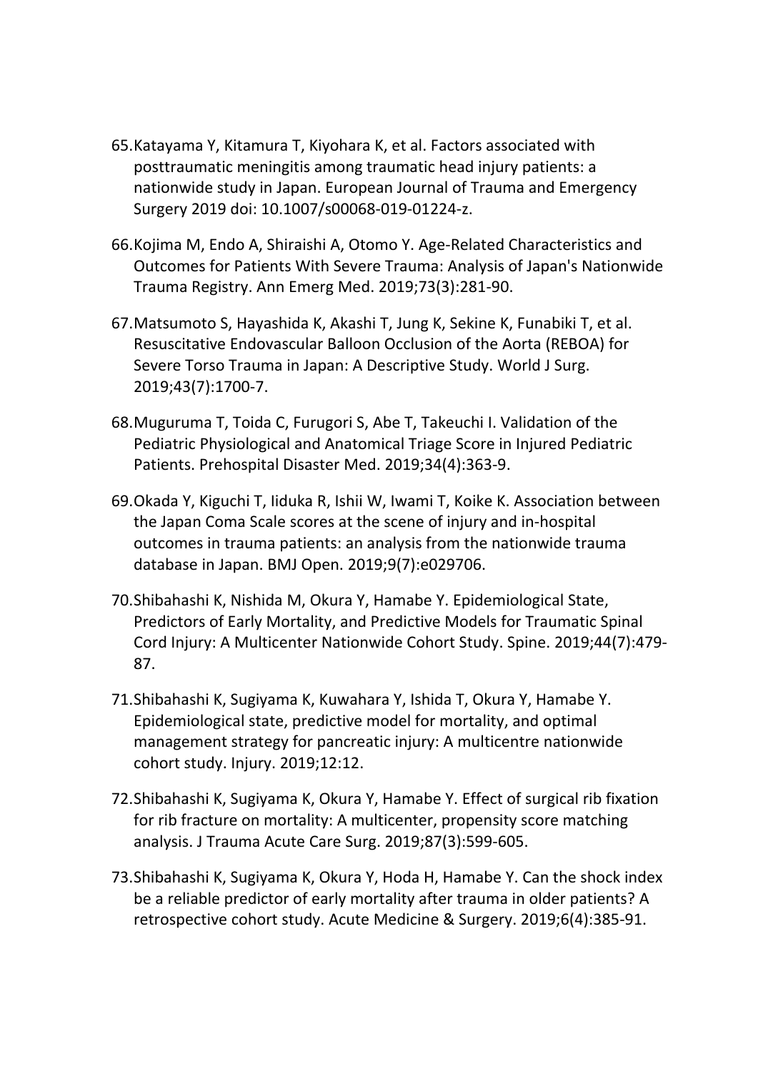65. Katayama Y, Kitamura T, Kiyohara K, et al. Factors associated with posttraumatic meningitis among traumatic head injury patients: a nationwide study in Japan. European Journal of Trauma and Emergency Surgery 2019 doi: 10.1007/s00068-019-01224-z.

66. Kojima M, Endo A, Shiraishi A, Otomo Y. Age-Related Characteristics and Outcomes for Patients With Severe Trauma: Analysis of Japan's Nationwide Trauma Registry. Ann Emerg Med. 2019;73(3):281-90.

67. Matsumoto S, Hayashida K, Akashi T, Jung K, Sekine K, Funabiki T, et al. Resuscitative Endovascular Balloon Occlusion of the Aorta (REBOA) for Severe Torso Trauma in Japan: A Descriptive Study. World J Surg. 2019;43(7):1700-7.

68. Muguruma T, Toida C, Furugori S, Abe T, Takeuchi I. Validation of the Pediatric Physiological and Anatomical Triage Score in Injured Pediatric Patients. Prehospital Disaster Med. 2019;34(4):363-9.

69. Okada Y, Kiguchi T, Iiduka R, Ishii W, Iwami T, Koike K. Association between the Japan Coma Scale scores at the scene of injury and in-hospital outcomes in trauma patients: an analysis from the nationwide trauma database in Japan. BMJ Open. 2019;9(7):e029706.

70. Shibahashi K, Nishida M, Okura Y, Hamabe Y. Epidemiological State, Predictors of Early Mortality, and Predictive Models for Traumatic Spinal Cord Injury: A Multicenter Nationwide Cohort Study. Spine. 2019;44(7):479-87.

71. Shibahashi K, Sugiyama K, Kuwahara Y, Ishida T, Okura Y, Hamabe Y. Epidemiological state, predictive model for mortality, and optimal management strategy for pancreatic injury: A multicentre nationwide cohort study. Injury. 2019;12:12.

72. Shibahashi K, Sugiyama K, Okura Y, Hamabe Y. Effect of surgical rib fixation for rib fracture on mortality: A multicenter, propensity score matching analysis. J Trauma Acute Care Surg. 2019;87(3):599-605.

73. Shibahashi K, Sugiyama K, Okura Y, Hoda H, Hamabe Y. Can the shock index be a reliable predictor of early mortality after trauma in older patients? A retrospective cohort study. Acute Medicine & Surgery. 2019;6(4):385-91.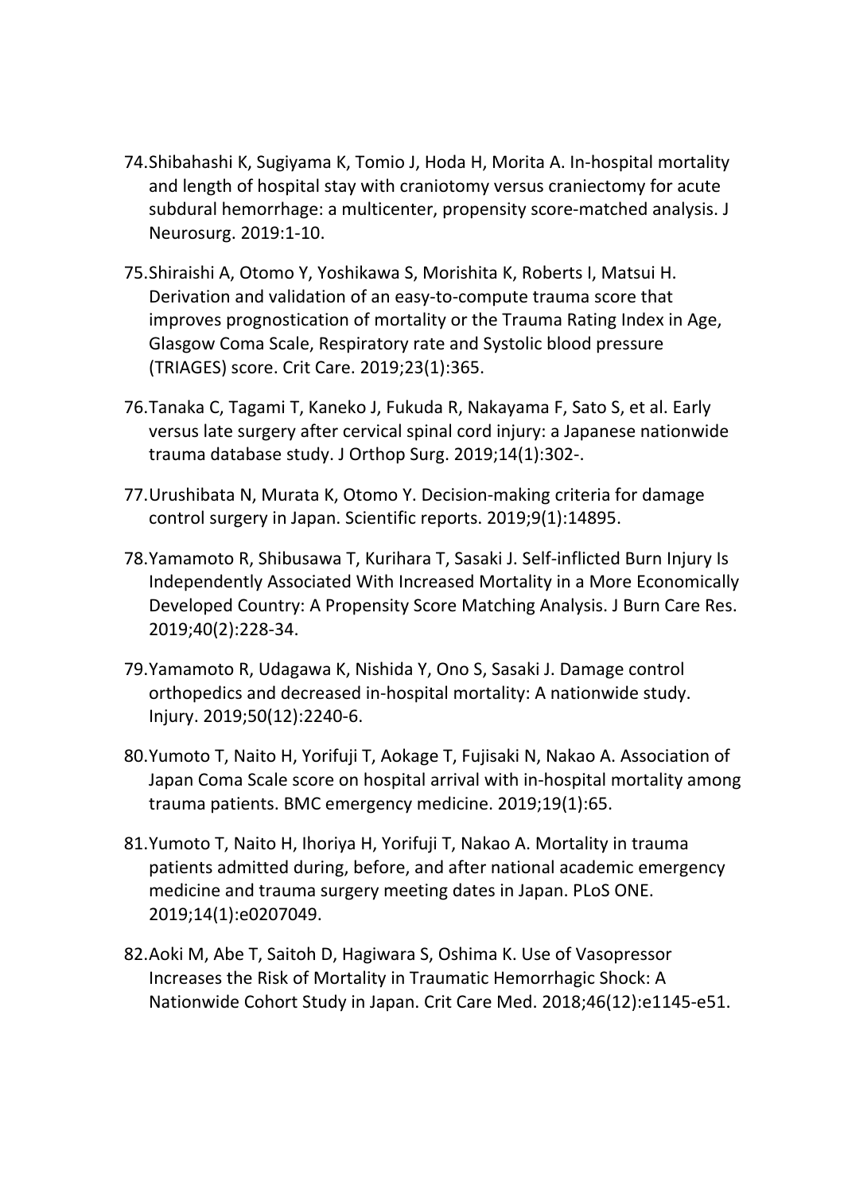74. Shibahashi K, Sugiyama K, Tomio J, Hoda H, Morita A. In-hospital mortality and length of hospital stay with craniotomy versus craniectomy for acute subdural hemorrhage: a multicenter, propensity score-matched analysis. J Neurosurg. 2019:1-10.

75. Shiraishi A, Otomo Y, Yoshikawa S, Morishita K, Roberts I, Matsui H. Derivation and validation of an easy-to-compute trauma score that improves prognostication of mortality or the Trauma Rating Index in Age, Glasgow Coma Scale, Respiratory rate and Systolic blood pressure (TRIAGES) score. Crit Care. 2019;23(1):365.

76. Tanaka C, Tagami T, Kaneko J, Fukuda R, Nakayama F, Sato S, et al. Early versus late surgery after cervical spinal cord injury: a Japanese nationwide trauma database study. J Orthop Surg. 2019;14(1):302-.

77. Urushibata N, Murata K, Otomo Y. Decision-making criteria for damage control surgery in Japan. Scientific reports. 2019;9(1):14895.

78. Yamamoto R, Shibusawa T, Kurihara T, Sasaki J. Self-inflicted Burn Injury Is Independently Associated With Increased Mortality in a More Economically Developed Country: A Propensity Score Matching Analysis. J Burn Care Res. 2019;40(2):228-34.

79. Yamamoto R, Udagawa K, Nishida Y, Ono S, Sasaki J. Damage control orthopedics and decreased in-hospital mortality: A nationwide study. Injury. 2019;50(12):2240-6.

80. Yumoto T, Naito H, Yorifuji T, Aokage T, Fujisaki N, Nakao A. Association of Japan Coma Scale score on hospital arrival with in-hospital mortality among trauma patients. BMC emergency medicine. 2019;19(1):65.

81. Yumoto T, Naito H, Ihoriya H, Yorifuji T, Nakao A. Mortality in trauma patients admitted during, before, and after national academic emergency medicine and trauma surgery meeting dates in Japan. PLoS ONE. 2019;14(1):e0207049.

82. Aoki M, Abe T, Saitoh D, Hagiwara S, Oshima K. Use of Vasopressor Increases the Risk of Mortality in Traumatic Hemorrhagic Shock: A Nationwide Cohort Study in Japan. Crit Care Med. 2018;46(12):e1145-e51.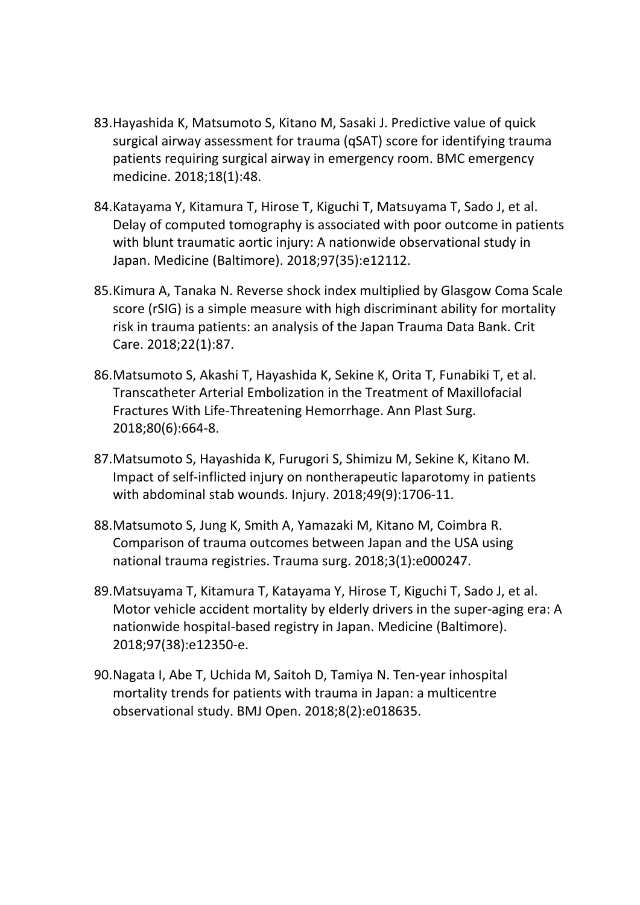83. Hayashida K, Matsumoto S, Kitano M, Sasaki J. Predictive value of quick surgical airway assessment for trauma (qSAT) score for identifying trauma patients requiring surgical airway in emergency room. BMC emergency medicine. 2018;18(1):48.

84. Katayama Y, Kitamura T, Hirose T, Kiguchi T, Matsuyama T, Sado J, et al. Delay of computed tomography is associated with poor outcome in patients with blunt traumatic aortic injury: A nationwide observational study in Japan. Medicine (Baltimore). 2018;97(35):e12112.

85. Kimura A, Tanaka N. Reverse shock index multiplied by Glasgow Coma Scale score (rSIG) is a simple measure with high discriminant ability for mortality risk in trauma patients: an analysis of the Japan Trauma Data Bank. Crit Care. 2018;22(1):87.

86. Matsumoto S, Akashi T, Hayashida K, Sekine K, Orita T, Funabiki T, et al. Transcatheter Arterial Embolization in the Treatment of Maxillofacial Fractures With Life-Threatening Hemorrhage. Ann Plast Surg. 2018;80(6):664-8.

87. Matsumoto S, Hayashida K, Furugori S, Shimizu M, Sekine K, Kitano M. Impact of self-inflicted injury on nontherapeutic laparotomy in patients with abdominal stab wounds. Injury. 2018;49(9):1706-11.

88. Matsumoto S, Jung K, Smith A, Yamazaki M, Kitano M, Coimbra R. Comparison of trauma outcomes between Japan and the USA using national trauma registries. Trauma surg. 2018;3(1):e000247.

89. Matsuyama T, Kitamura T, Katayama Y, Hirose T, Kiguchi T, Sado J, et al. Motor vehicle accident mortality by elderly drivers in the super-aging era: A nationwide hospital-based registry in Japan. Medicine (Baltimore). 2018;97(38):e12350-e.

90. Nagata I, Abe T, Uchida M, Saitoh D, Tamiya N. Ten-year inhospital mortality trends for patients with trauma in Japan: a multicentre observational study. BMJ Open. 2018;8(2):e018635.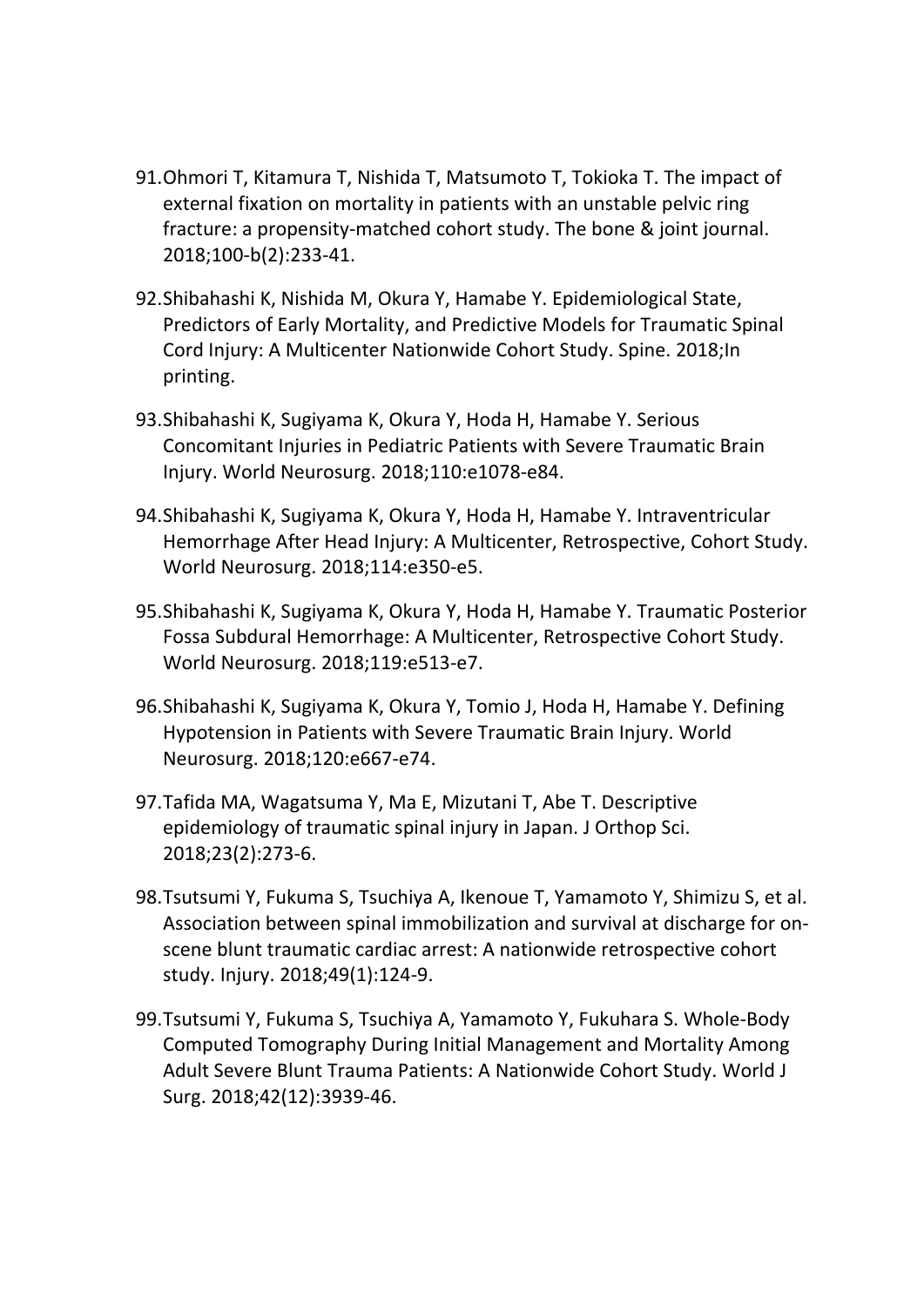91. Ohmori T, Kitamura T, Nishida T, Matsumoto T, Tokioka T. The impact of external fixation on mortality in patients with an unstable pelvic ring fracture: a propensity-matched cohort study. The bone & joint journal. 2018;100-b(2):233-41.

92. Shibahashi K, Nishida M, Okura Y, Hamabe Y. Epidemiological State, Predictors of Early Mortality, and Predictive Models for Traumatic Spinal Cord Injury: A Multicenter Nationwide Cohort Study. Spine. 2018;In printing.

93. Shibahashi K, Sugiyama K, Okura Y, Hoda H, Hamabe Y. Serious Concomitant Injuries in Pediatric Patients with Severe Traumatic Brain Injury. World Neurosurg. 2018;110:e1078-e84.

94. Shibahashi K, Sugiyama K, Okura Y, Hoda H, Hamabe Y. Intraventricular Hemorrhage After Head Injury: A Multicenter, Retrospective, Cohort Study. World Neurosurg. 2018;114:e350-e5.

95. Shibahashi K, Sugiyama K, Okura Y, Hoda H, Hamabe Y. Traumatic Posterior Fossa Subdural Hemorrhage: A Multicenter, Retrospective Cohort Study. World Neurosurg. 2018;119:e513-e7.

96. Shibahashi K, Sugiyama K, Okura Y, Tomio J, Hoda H, Hamabe Y. Defining Hypotension in Patients with Severe Traumatic Brain Injury. World Neurosurg. 2018;120:e667-e74.

97. Tafida MA, Wagatsuma Y, Ma E, Mizutani T, Abe T. Descriptive epidemiology of traumatic spinal injury in Japan. J Orthop Sci. 2018;23(2):273-6.

98. Tsutsumi Y, Fukuma S, Tsuchiya A, Ikenoue T, Yamamoto Y, Shimizu S, et al. Association between spinal immobilization and survival at discharge for on-scene blunt traumatic cardiac arrest: A nationwide retrospective cohort study. Injury. 2018;49(1):124-9.

99. Tsutsumi Y, Fukuma S, Tsuchiya A, Yamamoto Y, Fukuhara S. Whole-Body Computed Tomography During Initial Management and Mortality Among Adult Severe Blunt Trauma Patients: A Nationwide Cohort Study. World J Surg. 2018;42(12):3939-46.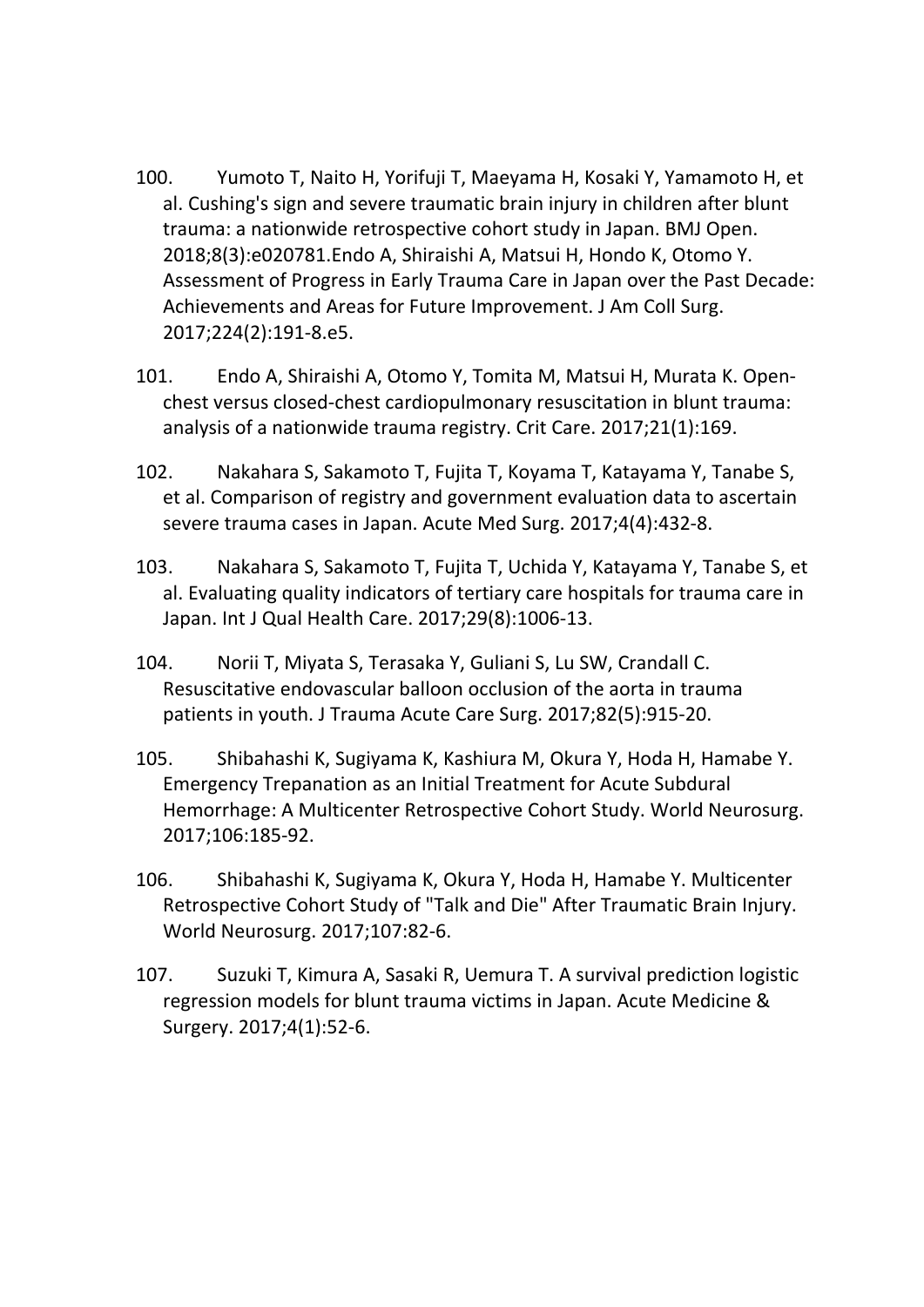100. Yumoto T, Naito H, Yorifuji T, Maeyama H, Kosaki Y, Yamamoto H, et al. Cushing's sign and severe traumatic brain injury in children after blunt trauma: a nationwide retrospective cohort study in Japan. BMJ Open. 2018;8(3):e020781.Endo A, Shiraishi A, Matsui H, Hondo K, Otomo Y. Assessment of Progress in Early Trauma Care in Japan over the Past Decade: Achievements and Areas for Future Improvement. J Am Coll Surg. 2017;224(2):191-8.e5.

101. Endo A, Shiraishi A, Otomo Y, Tomita M, Matsui H, Murata K. Open-chest versus closed-chest cardiopulmonary resuscitation in blunt trauma: analysis of a nationwide trauma registry. Crit Care. 2017;21(1):169.

102. Nakahara S, Sakamoto T, Fujita T, Koyama T, Katayama Y, Tanabe S, et al. Comparison of registry and government evaluation data to ascertain severe trauma cases in Japan. Acute Med Surg. 2017;4(4):432-8.

103. Nakahara S, Sakamoto T, Fujita T, Uchida Y, Katayama Y, Tanabe S, et al. Evaluating quality indicators of tertiary care hospitals for trauma care in Japan. Int J Qual Health Care. 2017;29(8):1006-13.

104. Norii T, Miyata S, Terasaka Y, Guliani S, Lu SW, Crandall C. Resuscitative endovascular balloon occlusion of the aorta in trauma patients in youth. J Trauma Acute Care Surg. 2017;82(5):915-20.

105. Shibahashi K, Sugiyama K, Kashiura M, Okura Y, Hoda H, Hamabe Y. Emergency Trepanation as an Initial Treatment for Acute Subdural Hemorrhage: A Multicenter Retrospective Cohort Study. World Neurosurg. 2017;106:185-92.

106. Shibahashi K, Sugiyama K, Okura Y, Hoda H, Hamabe Y. Multicenter Retrospective Cohort Study of "Talk and Die" After Traumatic Brain Injury. World Neurosurg. 2017;107:82-6.

107. Suzuki T, Kimura A, Sasaki R, Uemura T. A survival prediction logistic regression models for blunt trauma victims in Japan. Acute Medicine & Surgery. 2017;4(1):52-6.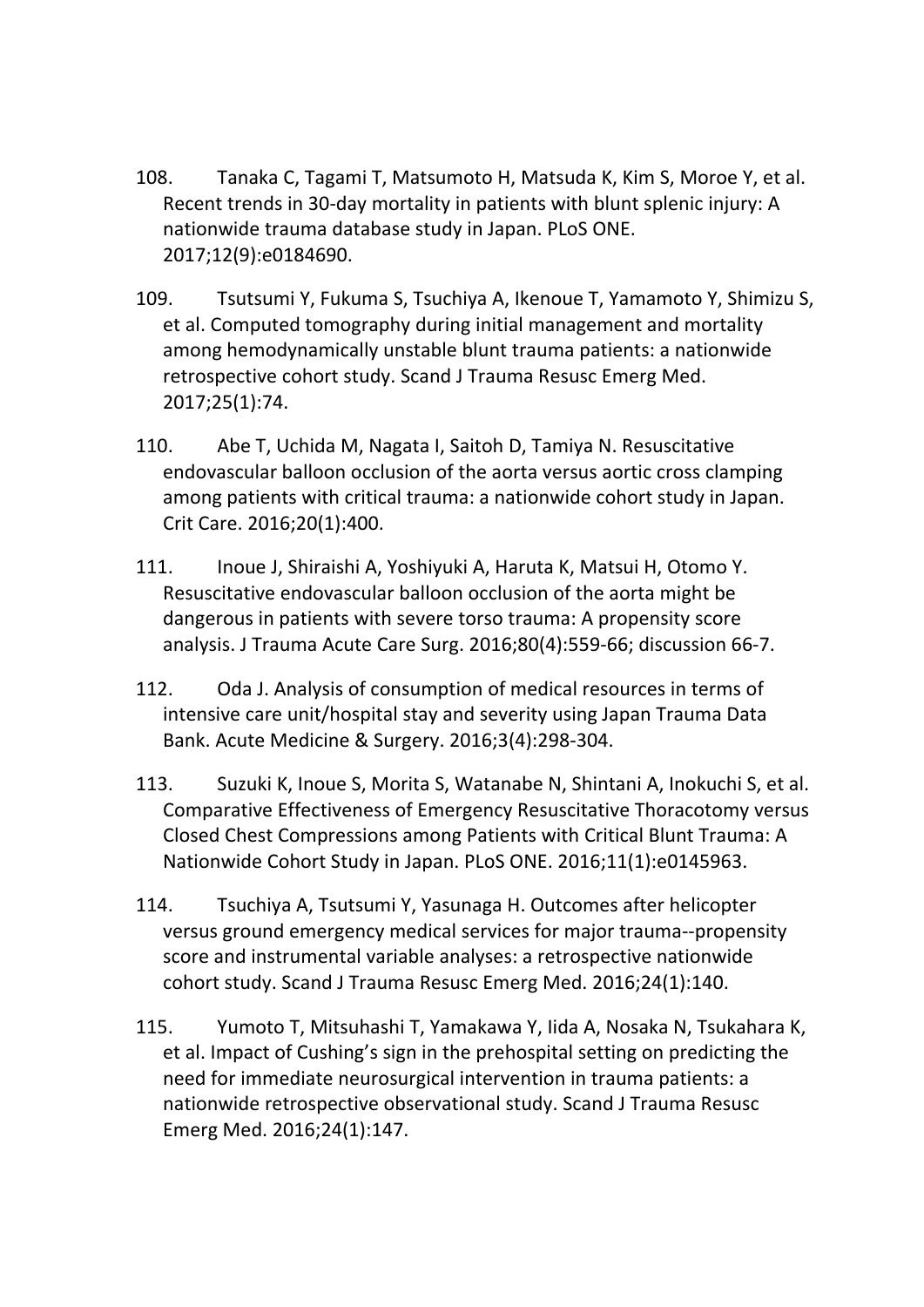108. Tanaka C, Tagami T, Matsumoto H, Matsuda K, Kim S, Moroe Y, et al. Recent trends in 30-day mortality in patients with blunt splenic injury: A nationwide trauma database study in Japan. PLoS ONE. 2017;12(9):e0184690.

109. Tsutsumi Y, Fukuma S, Tsuchiya A, Ikenoue T, Yamamoto Y, Shimizu S, et al. Computed tomography during initial management and mortality among hemodynamically unstable blunt trauma patients: a nationwide retrospective cohort study. Scand J Trauma Resusc Emerg Med. 2017;25(1):74.

110. Abe T, Uchida M, Nagata I, Saitoh D, Tamiya N. Resuscitative endovascular balloon occlusion of the aorta versus aortic cross clamping among patients with critical trauma: a nationwide cohort study in Japan. Crit Care. 2016;20(1):400.

111. Inoue J, Shiraishi A, Yoshiyuki A, Haruta K, Matsui H, Otomo Y. Resuscitative endovascular balloon occlusion of the aorta might be dangerous in patients with severe torso trauma: A propensity score analysis. J Trauma Acute Care Surg. 2016;80(4):559-66; discussion 66-7.

112. Oda J. Analysis of consumption of medical resources in terms of intensive care unit/hospital stay and severity using Japan Trauma Data Bank. Acute Medicine & Surgery. 2016;3(4):298-304.

113. Suzuki K, Inoue S, Morita S, Watanabe N, Shintani A, Inokuchi S, et al. Comparative Effectiveness of Emergency Resuscitative Thoracotomy versus Closed Chest Compressions among Patients with Critical Blunt Trauma: A Nationwide Cohort Study in Japan. PLoS ONE. 2016;11(1):e0145963.

114. Tsuchiya A, Tsutsumi Y, Yasunaga H. Outcomes after helicopter versus ground emergency medical services for major trauma--propensity score and instrumental variable analyses: a retrospective nationwide cohort study. Scand J Trauma Resusc Emerg Med. 2016;24(1):140.

115. Yumoto T, Mitsuhashi T, Yamakawa Y, Iida A, Nosaka N, Tsukahara K, et al. Impact of Cushing's sign in the prehospital setting on predicting the need for immediate neurosurgical intervention in trauma patients: a nationwide retrospective observational study. Scand J Trauma Resusc Emerg Med. 2016;24(1):147.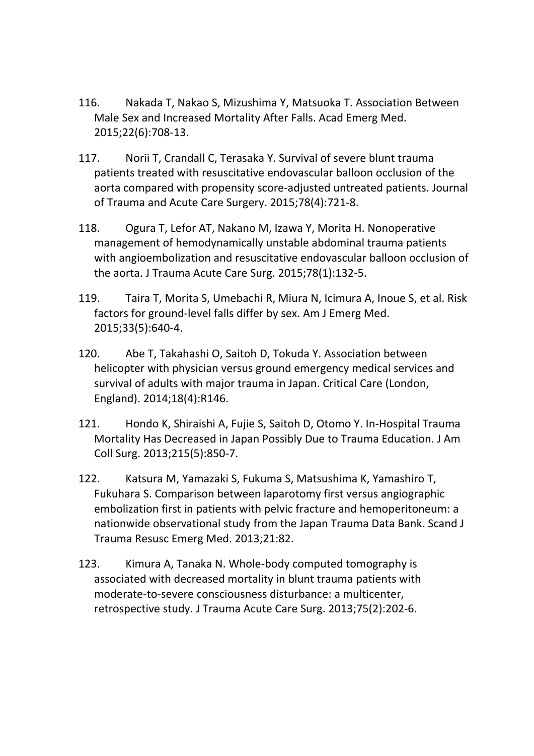116. Nakada T, Nakao S, Mizushima Y, Matsuoka T. Association Between Male Sex and Increased Mortality After Falls. Acad Emerg Med. 2015;22(6):708-13.

117. Norii T, Crandall C, Terasaka Y. Survival of severe blunt trauma patients treated with resuscitative endovascular balloon occlusion of the aorta compared with propensity score-adjusted untreated patients. Journal of Trauma and Acute Care Surgery. 2015;78(4):721-8.

118. Ogura T, Lefor AT, Nakano M, Izawa Y, Morita H. Nonoperative management of hemodynamically unstable abdominal trauma patients with angioembolization and resuscitative endovascular balloon occlusion of the aorta. J Trauma Acute Care Surg. 2015;78(1):132-5.

119. Taira T, Morita S, Umebachi R, Miura N, Icimura A, Inoue S, et al. Risk factors for ground-level falls differ by sex. Am J Emerg Med. 2015;33(5):640-4.

120. Abe T, Takahashi O, Saitoh D, Tokuda Y. Association between helicopter with physician versus ground emergency medical services and survival of adults with major trauma in Japan. Critical Care (London, England). 2014;18(4):R146.

121. Hondo K, Shiraishi A, Fujie S, Saitoh D, Otomo Y. In-Hospital Trauma Mortality Has Decreased in Japan Possibly Due to Trauma Education. J Am Coll Surg. 2013;215(5):850-7.

122. Katsura M, Yamazaki S, Fukuma S, Matsushima K, Yamashiro T, Fukuhara S. Comparison between laparotomy first versus angiographic embolization first in patients with pelvic fracture and hemoperitoneum: a nationwide observational study from the Japan Trauma Data Bank. Scand J Trauma Resusc Emerg Med. 2013;21:82.

123. Kimura A, Tanaka N. Whole-body computed tomography is associated with decreased mortality in blunt trauma patients with moderate-to-severe consciousness disturbance: a multicenter, retrospective study. J Trauma Acute Care Surg. 2013;75(2):202-6.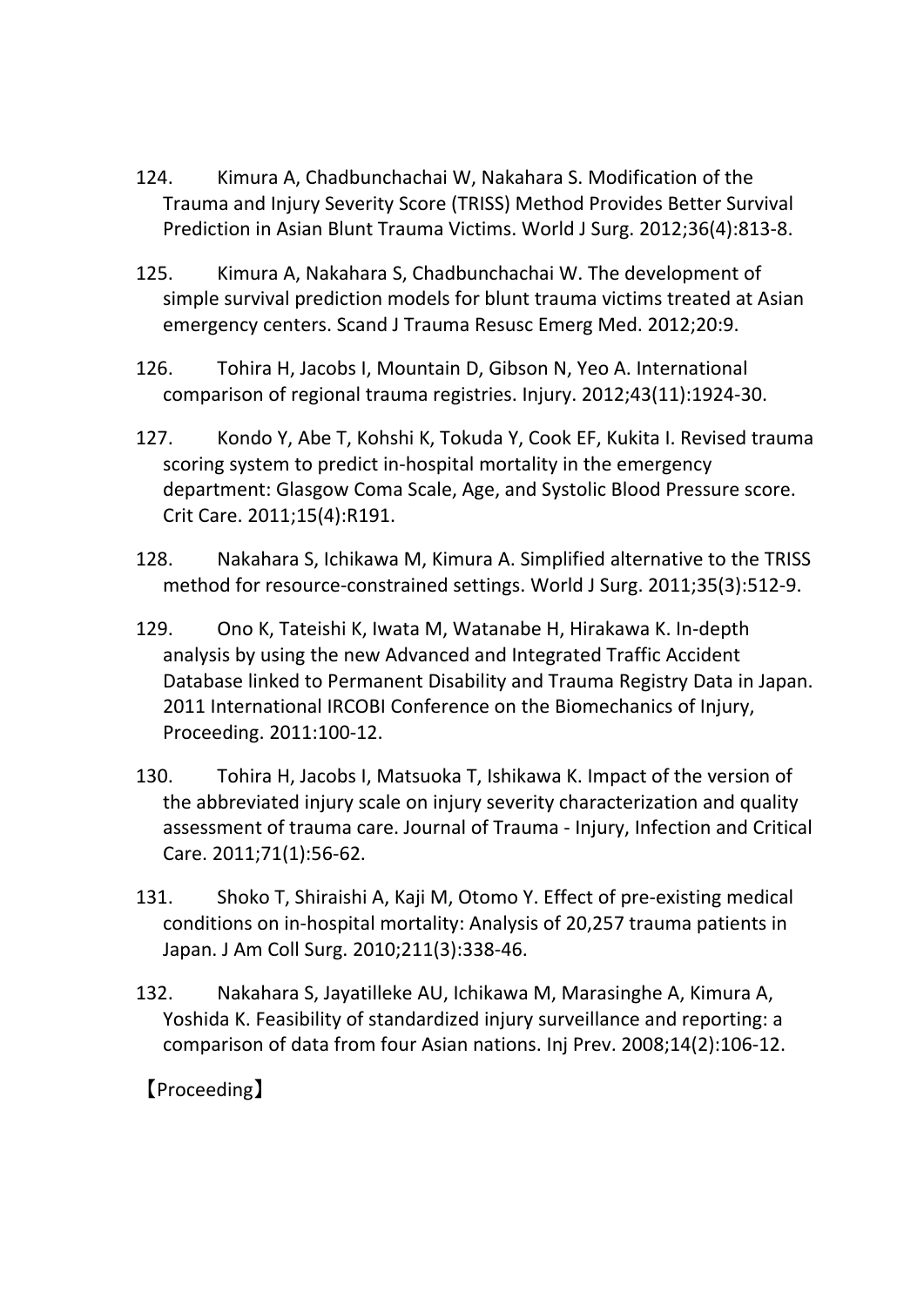124. Kimura A, Chadbunchachai W, Nakahara S. Modification of the Trauma and Injury Severity Score (TRISS) Method Provides Better Survival Prediction in Asian Blunt Trauma Victims. World J Surg. 2012;36(4):813-8.

125. Kimura A, Nakahara S, Chadbunchachai W. The development of simple survival prediction models for blunt trauma victims treated at Asian emergency centers. Scand J Trauma Resusc Emerg Med. 2012;20:9.

126. Tohira H, Jacobs I, Mountain D, Gibson N, Yeo A. International comparison of regional trauma registries. Injury. 2012;43(11):1924-30.

127. Kondo Y, Abe T, Kohshi K, Tokuda Y, Cook EF, Kukita I. Revised trauma scoring system to predict in-hospital mortality in the emergency department: Glasgow Coma Scale, Age, and Systolic Blood Pressure score. Crit Care. 2011;15(4):R191.

128. Nakahara S, Ichikawa M, Kimura A. Simplified alternative to the TRISS method for resource-constrained settings. World J Surg. 2011;35(3):512-9.

129. Ono K, Tateishi K, Iwata M, Watanabe H, Hirakawa K. In-depth analysis by using the new Advanced and Integrated Traffic Accident Database linked to Permanent Disability and Trauma Registry Data in Japan. 2011 International IRCOBI Conference on the Biomechanics of Injury, Proceeding. 2011:100-12.

130. Tohira H, Jacobs I, Matsuoka T, Ishikawa K. Impact of the version of the abbreviated injury scale on injury severity characterization and quality assessment of trauma care. Journal of Trauma - Injury, Infection and Critical Care. 2011;71(1):56-62.

131. Shoko T, Shiraishi A, Kaji M, Otomo Y. Effect of pre-existing medical conditions on in-hospital mortality: Analysis of 20,257 trauma patients in Japan. J Am Coll Surg. 2010;211(3):338-46.

132. Nakahara S, Jayatilleke AU, Ichikawa M, Marasinghe A, Kimura A, Yoshida K. Feasibility of standardized injury surveillance and reporting: a comparison of data from four Asian nations. Inj Prev. 2008;14(2):106-12.

【Proceeding】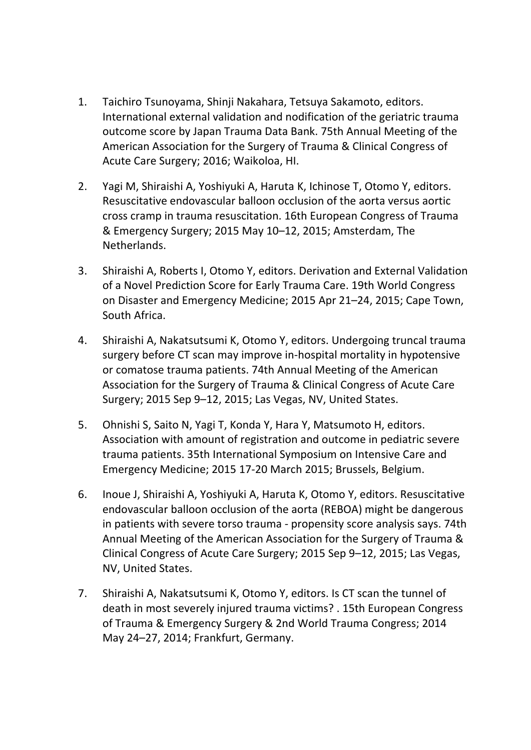1. Taichiro Tsunoyama, Shinji Nakahara, Tetsuya Sakamoto, editors. International external validation and nodification of the geriatric trauma outcome score by Japan Trauma Data Bank. 75th Annual Meeting of the American Association for the Surgery of Trauma & Clinical Congress of Acute Care Surgery; 2016; Waikoloa, HI.

2. Yagi M, Shiraishi A, Yoshiyuki A, Haruta K, Ichinose T, Otomo Y, editors. Resuscitative endovascular balloon occlusion of the aorta versus aortic cross cramp in trauma resuscitation. 16th European Congress of Trauma & Emergency Surgery; 2015 May 10–12, 2015; Amsterdam, The Netherlands.

3. Shiraishi A, Roberts I, Otomo Y, editors. Derivation and External Validation of a Novel Prediction Score for Early Trauma Care. 19th World Congress on Disaster and Emergency Medicine; 2015 Apr 21–24, 2015; Cape Town, South Africa.

4. Shiraishi A, Nakatsutsumi K, Otomo Y, editors. Undergoing truncal trauma surgery before CT scan may improve in-hospital mortality in hypotensive or comatose trauma patients. 74th Annual Meeting of the American Association for the Surgery of Trauma & Clinical Congress of Acute Care Surgery; 2015 Sep 9–12, 2015; Las Vegas, NV, United States.

5. Ohnishi S, Saito N, Yagi T, Konda Y, Hara Y, Matsumoto H, editors. Association with amount of registration and outcome in pediatric severe trauma patients. 35th International Symposium on Intensive Care and Emergency Medicine; 2015 17-20 March 2015; Brussels, Belgium.

6. Inoue J, Shiraishi A, Yoshiyuki A, Haruta K, Otomo Y, editors. Resuscitative endovascular balloon occlusion of the aorta (REBOA) might be dangerous in patients with severe torso trauma - propensity score analysis says. 74th Annual Meeting of the American Association for the Surgery of Trauma & Clinical Congress of Acute Care Surgery; 2015 Sep 9–12, 2015; Las Vegas, NV, United States.

7. Shiraishi A, Nakatsutsumi K, Otomo Y, editors. Is CT scan the tunnel of death in most severely injured trauma victims? . 15th European Congress of Trauma & Emergency Surgery & 2nd World Trauma Congress; 2014 May 24–27, 2014; Frankfurt, Germany.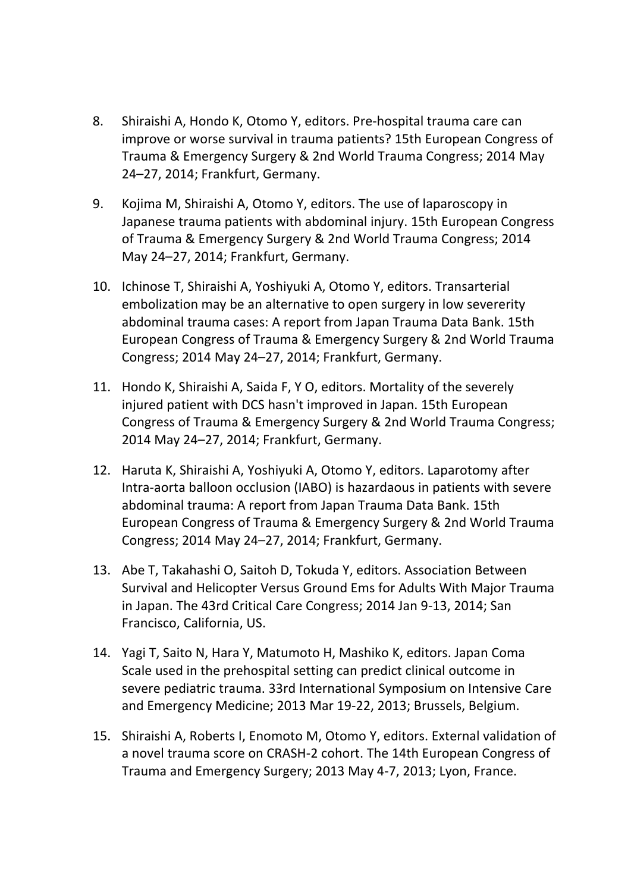8. Shiraishi A, Hondo K, Otomo Y, editors. Pre-hospital trauma care can improve or worse survival in trauma patients? 15th European Congress of Trauma & Emergency Surgery & 2nd World Trauma Congress; 2014 May 24–27, 2014; Frankfurt, Germany.

9. Kojima M, Shiraishi A, Otomo Y, editors. The use of laparoscopy in Japanese trauma patients with abdominal injury. 15th European Congress of Trauma & Emergency Surgery & 2nd World Trauma Congress; 2014 May 24–27, 2014; Frankfurt, Germany.

10. Ichinose T, Shiraishi A, Yoshiyuki A, Otomo Y, editors. Transarterial embolization may be an alternative to open surgery in low severerity abdominal trauma cases: A report from Japan Trauma Data Bank. 15th European Congress of Trauma & Emergency Surgery & 2nd World Trauma Congress; 2014 May 24–27, 2014; Frankfurt, Germany.

11. Hondo K, Shiraishi A, Saida F, Y O, editors. Mortality of the severely injured patient with DCS hasn't improved in Japan. 15th European Congress of Trauma & Emergency Surgery & 2nd World Trauma Congress; 2014 May 24–27, 2014; Frankfurt, Germany.

12. Haruta K, Shiraishi A, Yoshiyuki A, Otomo Y, editors. Laparotomy after Intra-aorta balloon occlusion (IABO) is hazardaous in patients with severe abdominal trauma: A report from Japan Trauma Data Bank. 15th European Congress of Trauma & Emergency Surgery & 2nd World Trauma Congress; 2014 May 24–27, 2014; Frankfurt, Germany.

13. Abe T, Takahashi O, Saitoh D, Tokuda Y, editors. Association Between Survival and Helicopter Versus Ground Ems for Adults With Major Trauma in Japan. The 43rd Critical Care Congress; 2014 Jan 9-13, 2014; San Francisco, California, US.

14. Yagi T, Saito N, Hara Y, Matumoto H, Mashiko K, editors. Japan Coma Scale used in the prehospital setting can predict clinical outcome in severe pediatric trauma. 33rd International Symposium on Intensive Care and Emergency Medicine; 2013 Mar 19-22, 2013; Brussels, Belgium.

15. Shiraishi A, Roberts I, Enomoto M, Otomo Y, editors. External validation of a novel trauma score on CRASH-2 cohort. The 14th European Congress of Trauma and Emergency Surgery; 2013 May 4-7, 2013; Lyon, France.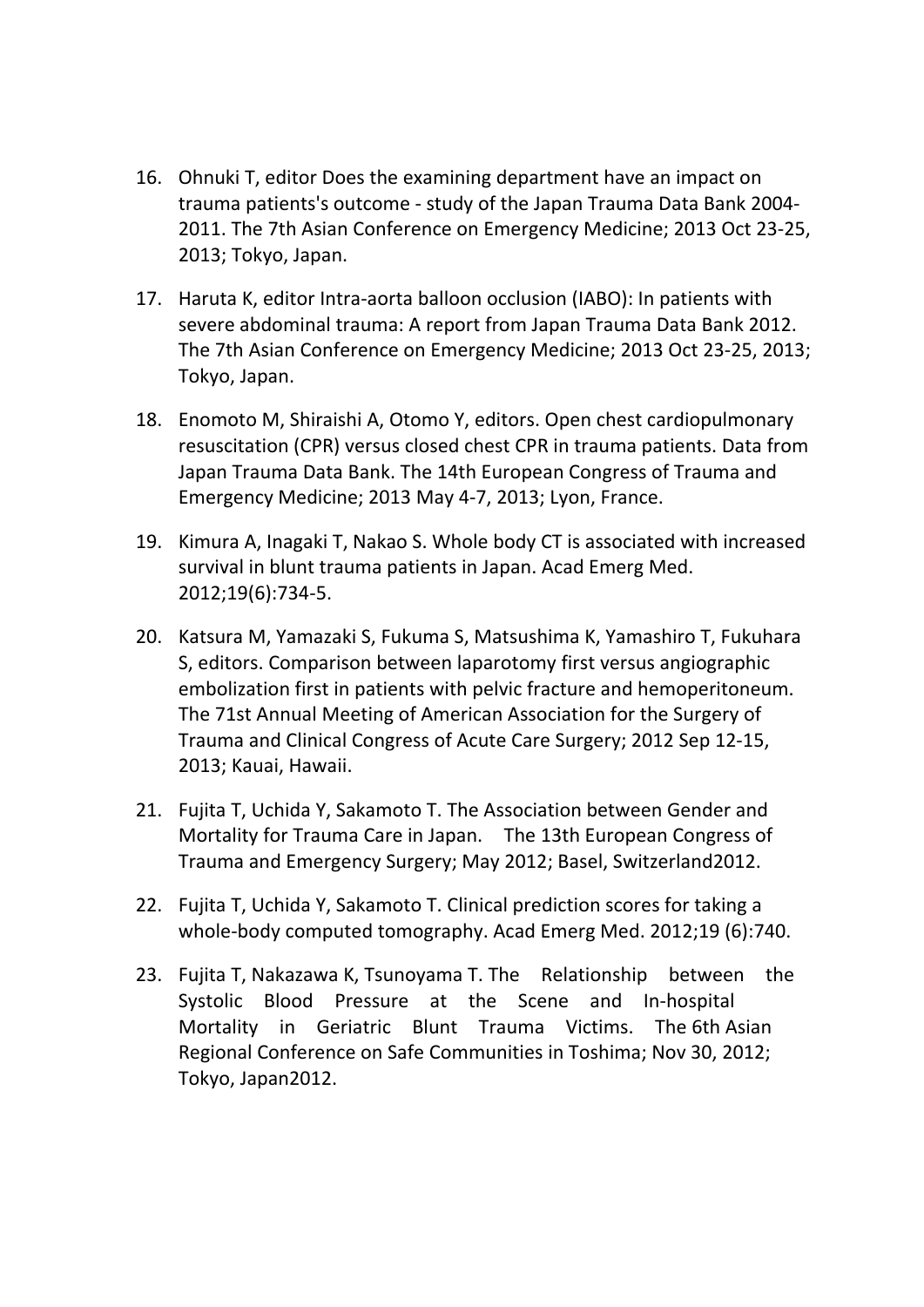16. Ohnuki T, editor Does the examining department have an impact on trauma patients's outcome - study of the Japan Trauma Data Bank 2004-2011. The 7th Asian Conference on Emergency Medicine; 2013 Oct 23-25, 2013; Tokyo, Japan.

17. Haruta K, editor Intra-aorta balloon occlusion (IABO): In patients with severe abdominal trauma: A report from Japan Trauma Data Bank 2012. The 7th Asian Conference on Emergency Medicine; 2013 Oct 23-25, 2013; Tokyo, Japan.

18. Enomoto M, Shiraishi A, Otomo Y, editors. Open chest cardiopulmonary resuscitation (CPR) versus closed chest CPR in trauma patients. Data from Japan Trauma Data Bank. The 14th European Congress of Trauma and Emergency Medicine; 2013 May 4-7, 2013; Lyon, France.

19. Kimura A, Inagaki T, Nakao S. Whole body CT is associated with increased survival in blunt trauma patients in Japan. Acad Emerg Med. 2012;19(6):734-5.

20. Katsura M, Yamazaki S, Fukuma S, Matsushima K, Yamashiro T, Fukuhara S, editors. Comparison between laparotomy first versus angiographic embolization first in patients with pelvic fracture and hemoperitoneum. The 71st Annual Meeting of American Association for the Surgery of Trauma and Clinical Congress of Acute Care Surgery; 2012 Sep 12-15, 2013; Kauai, Hawaii.

21. Fujita T, Uchida Y, Sakamoto T. The Association between Gender and Mortality for Trauma Care in Japan. The 13th European Congress of Trauma and Emergency Surgery; May 2012; Basel, Switzerland2012.

22. Fujita T, Uchida Y, Sakamoto T. Clinical prediction scores for taking a whole-body computed tomography. Acad Emerg Med. 2012;19 (6):740.

23. Fujita T, Nakazawa K, Tsunoyama T. The Relationship between the Systolic Blood Pressure at the Scene and In-hospital Mortality in Geriatric Blunt Trauma Victims. The 6th Asian Regional Conference on Safe Communities in Toshima; Nov 30, 2012; Tokyo, Japan2012.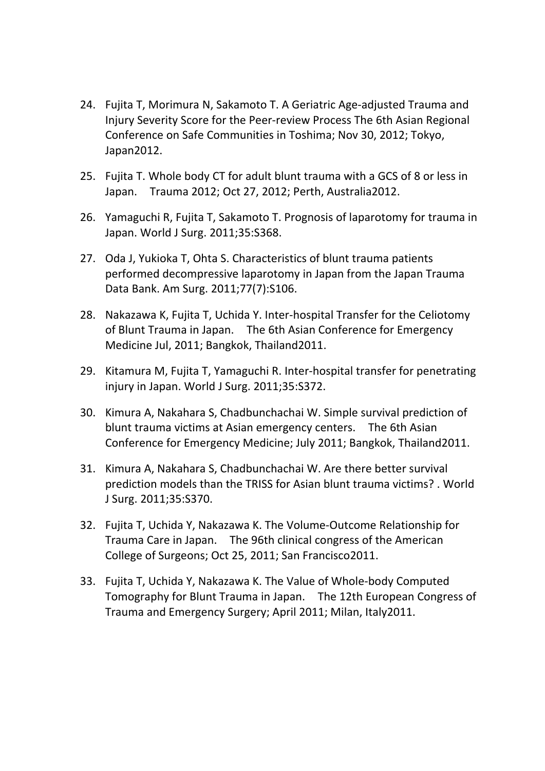24. Fujita T, Morimura N, Sakamoto T. A Geriatric Age-adjusted Trauma and Injury Severity Score for the Peer-review Process The 6th Asian Regional Conference on Safe Communities in Toshima; Nov 30, 2012; Tokyo, Japan2012.

25. Fujita T. Whole body CT for adult blunt trauma with a GCS of 8 or less in Japan. Trauma 2012; Oct 27, 2012; Perth, Australia2012.

26. Yamaguchi R, Fujita T, Sakamoto T. Prognosis of laparotomy for trauma in Japan. World J Surg. 2011;35:S368.

27. Oda J, Yukioka T, Ohta S. Characteristics of blunt trauma patients performed decompressive laparotomy in Japan from the Japan Trauma Data Bank. Am Surg. 2011;77(7):S106.

28. Nakazawa K, Fujita T, Uchida Y. Inter-hospital Transfer for the Celiotomy of Blunt Trauma in Japan. The 6th Asian Conference for Emergency Medicine Jul, 2011; Bangkok, Thailand2011.

29. Kitamura M, Fujita T, Yamaguchi R. Inter-hospital transfer for penetrating injury in Japan. World J Surg. 2011;35:S372.

30. Kimura A, Nakahara S, Chadbunchachai W. Simple survival prediction of blunt trauma victims at Asian emergency centers. The 6th Asian Conference for Emergency Medicine; July 2011; Bangkok, Thailand2011.

31. Kimura A, Nakahara S, Chadbunchachai W. Are there better survival prediction models than the TRISS for Asian blunt trauma victims? . World J Surg. 2011;35:S370.

32. Fujita T, Uchida Y, Nakazawa K. The Volume-Outcome Relationship for Trauma Care in Japan. The 96th clinical congress of the American College of Surgeons; Oct 25, 2011; San Francisco2011.

33. Fujita T, Uchida Y, Nakazawa K. The Value of Whole-body Computed Tomography for Blunt Trauma in Japan. The 12th European Congress of Trauma and Emergency Surgery; April 2011; Milan, Italy2011.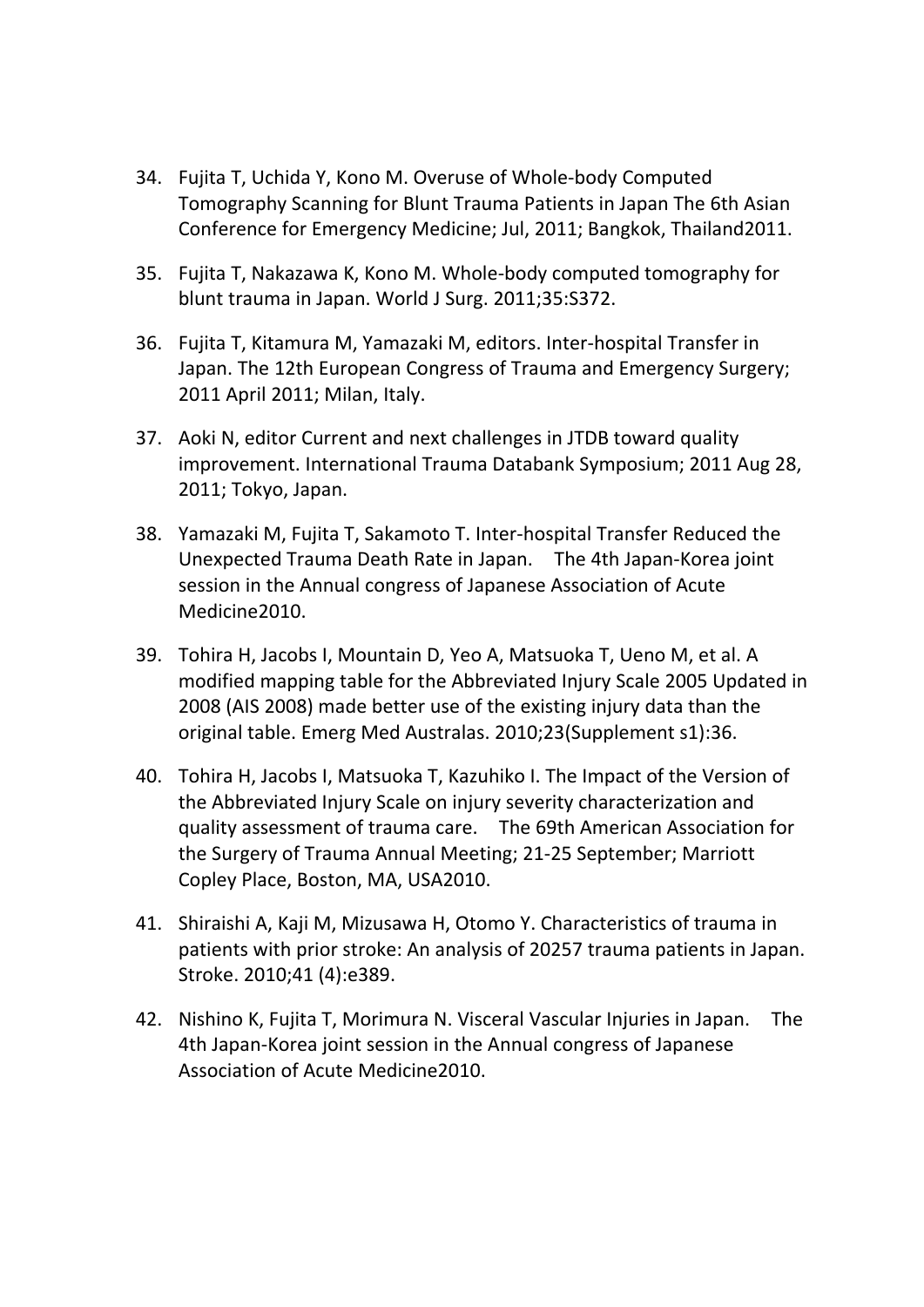34. Fujita T, Uchida Y, Kono M. Overuse of Whole-body Computed Tomography Scanning for Blunt Trauma Patients in Japan The 6th Asian Conference for Emergency Medicine; Jul, 2011; Bangkok, Thailand2011.

35. Fujita T, Nakazawa K, Kono M. Whole-body computed tomography for blunt trauma in Japan. World J Surg. 2011;35:S372.

36. Fujita T, Kitamura M, Yamazaki M, editors. Inter-hospital Transfer in Japan. The 12th European Congress of Trauma and Emergency Surgery; 2011 April 2011; Milan, Italy.

37. Aoki N, editor Current and next challenges in JTDB toward quality improvement. International Trauma Databank Symposium; 2011 Aug 28, 2011; Tokyo, Japan.

38. Yamazaki M, Fujita T, Sakamoto T. Inter-hospital Transfer Reduced the Unexpected Trauma Death Rate in Japan. The 4th Japan-Korea joint session in the Annual congress of Japanese Association of Acute Medicine2010.

39. Tohira H, Jacobs I, Mountain D, Yeo A, Matsuoka T, Ueno M, et al. A modified mapping table for the Abbreviated Injury Scale 2005 Updated in 2008 (AIS 2008) made better use of the existing injury data than the original table. Emerg Med Australas. 2010;23(Supplement s1):36.

40. Tohira H, Jacobs I, Matsuoka T, Kazuhiko I. The Impact of the Version of the Abbreviated Injury Scale on injury severity characterization and quality assessment of trauma care. The 69th American Association for the Surgery of Trauma Annual Meeting; 21-25 September; Marriott Copley Place, Boston, MA, USA2010.

41. Shiraishi A, Kaji M, Mizusawa H, Otomo Y. Characteristics of trauma in patients with prior stroke: An analysis of 20257 trauma patients in Japan. Stroke. 2010;41 (4):e389.

42. Nishino K, Fujita T, Morimura N. Visceral Vascular Injuries in Japan. The 4th Japan-Korea joint session in the Annual congress of Japanese Association of Acute Medicine2010.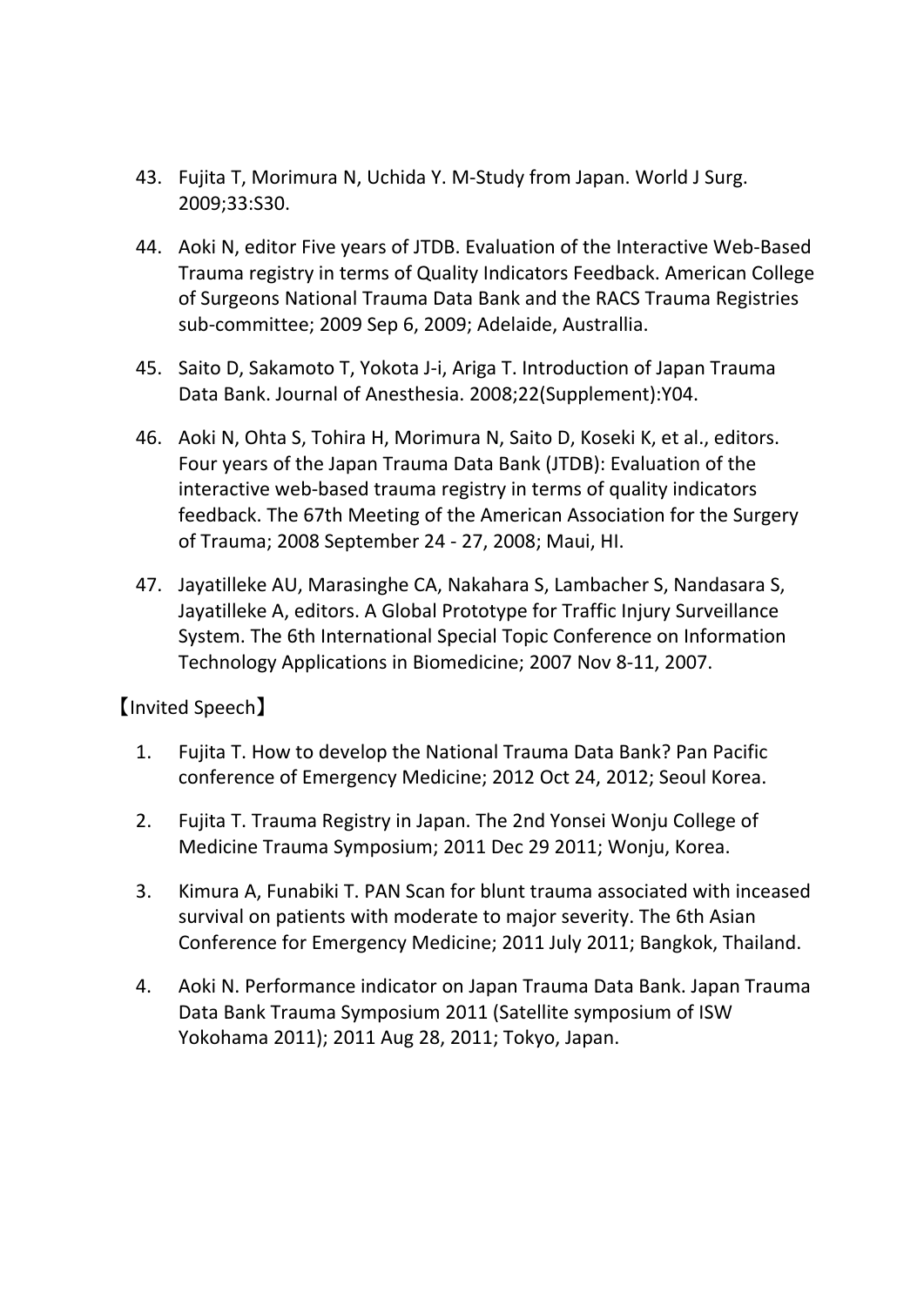43. Fujita T, Morimura N, Uchida Y. M-Study from Japan. World J Surg. 2009;33:S30.

44. Aoki N, editor Five years of JTDB. Evaluation of the Interactive Web-Based Trauma registry in terms of Quality Indicators Feedback. American College of Surgeons National Trauma Data Bank and the RACS Trauma Registries sub-committee; 2009 Sep 6, 2009; Adelaide, Australlia.

45. Saito D, Sakamoto T, Yokota J-i, Ariga T. Introduction of Japan Trauma Data Bank. Journal of Anesthesia. 2008;22(Supplement):Y04.

46. Aoki N, Ohta S, Tohira H, Morimura N, Saito D, Koseki K, et al., editors. Four years of the Japan Trauma Data Bank (JTDB): Evaluation of the interactive web-based trauma registry in terms of quality indicators feedback. The 67th Meeting of the American Association for the Surgery of Trauma; 2008 September 24 - 27, 2008; Maui, HI.

47. Jayatilleke AU, Marasinghe CA, Nakahara S, Lambacher S, Nandasara S, Jayatilleke A, editors. A Global Prototype for Traffic Injury Surveillance System. The 6th International Special Topic Conference on Information Technology Applications in Biomedicine; 2007 Nov 8-11, 2007.

【Invited Speech】

1. Fujita T. How to develop the National Trauma Data Bank? Pan Pacific conference of Emergency Medicine; 2012 Oct 24, 2012; Seoul Korea.

2. Fujita T. Trauma Registry in Japan. The 2nd Yonsei Wonju College of Medicine Trauma Symposium; 2011 Dec 29 2011; Wonju, Korea.

3. Kimura A, Funabiki T. PAN Scan for blunt trauma associated with inceased survival on patients with moderate to major severity. The 6th Asian Conference for Emergency Medicine; 2011 July 2011; Bangkok, Thailand.

4. Aoki N. Performance indicator on Japan Trauma Data Bank. Japan Trauma Data Bank Trauma Symposium 2011 (Satellite symposium of ISW Yokohama 2011); 2011 Aug 28, 2011; Tokyo, Japan.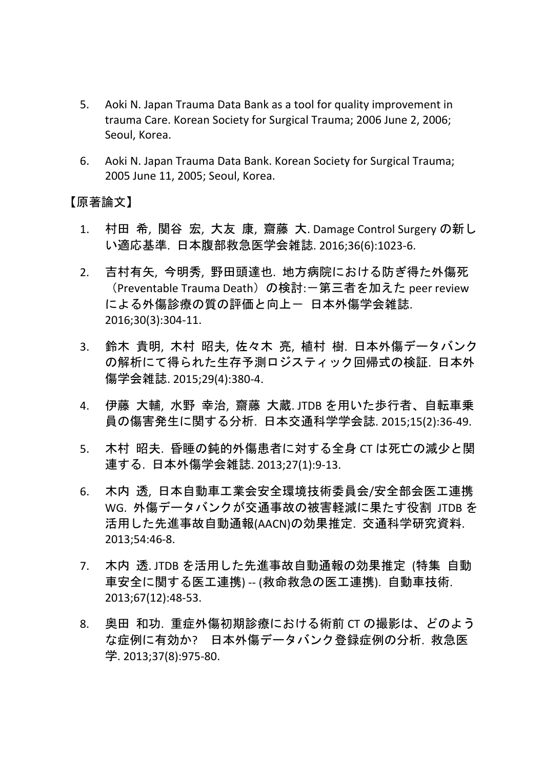5. Aoki N. Japan Trauma Data Bank as a tool for quality improvement in trauma Care. Korean Society for Surgical Trauma; 2006 June 2, 2006; Seoul, Korea.

6. Aoki N. Japan Trauma Data Bank. Korean Society for Surgical Trauma; 2005 June 11, 2005; Seoul, Korea.

【原著論文】

1. 村田 希, 関谷 宏, 大友 康, 齋藤 大. Damage Control Surgery の新しい適応基準. 日本腹部救急医学会雑誌. 2016;36(6):1023-6.

2. 吉村有矢, 今明秀, 野田頭達也. 地方病院における防ぎ得た外傷死（Preventable Trauma Death）の検討:－第三者を加えた peer review による外傷診療の質の評価と向上－ 日本外傷学会雑誌. 2016;30(3):304-11.

3. 鈴木 貴明, 木村 昭夫, 佐々木 亮, 植村 樹. 日本外傷データバンクの解析にて得られた生存予測ロジスティック回帰式の検証. 日本外傷学会雑誌. 2015;29(4):380-4.

4. 伊藤 大輔, 水野 幸治, 齋藤 大蔵. JTDB を用いた歩行者、自転車乗員の傷害発生に関する分析. 日本交通科学学会誌. 2015;15(2):36-49.

5. 木村 昭夫. 昏睡の鈍的外傷患者に対する全身 CT は死亡の減少と関連する. 日本外傷学会雑誌. 2013;27(1):9-13.

6. 木内 透, 日本自動車工業会安全環境技術委員会/安全部会医工連携 WG. 外傷データバンクが交通事故の被害軽減に果たす役割 JTDB を活用した先進事故自動通報(AACN)の効果推定. 交通科学研究資料. 2013;54:46-8.

7. 木内 透. JTDB を活用した先進事故自動通報の効果推定 (特集 自動車安全に関する医工連携) -- (救命救急の医工連携). 自動車技術. 2013;67(12):48-53.

8. 奥田 和功. 重症外傷初期診療における術前 CT の撮影は、どのような症例に有効か? 日本外傷データバンク登録症例の分析. 救急医学. 2013;37(8):975-80.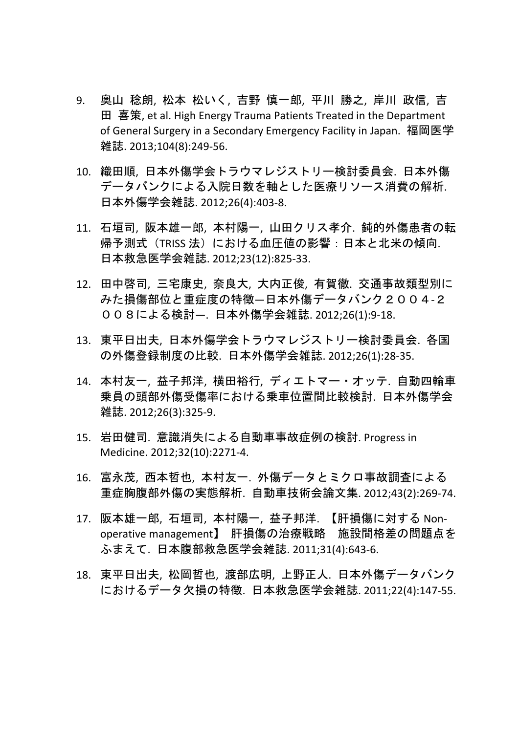9. 奥山 稔朗, 松本 松いく, 吉野 慎一郎, 平川 勝之, 岸川 政信, 吉田 喜策, et al. High Energy Trauma Patients Treated in the Department of General Surgery in a Secondary Emergency Facility in Japan. 福岡医学雑誌. 2013;104(8):249-56.

10. 織田順, 日本外傷学会トラウマレジストリー検討委員会. 日本外傷データバンクによる入院日数を軸とした医療リソース消費の解析. 日本外傷学会雑誌. 2012;26(4):403-8.

11. 石垣司, 阪本雄一郎, 本村陽一, 山田クリス孝介. 鈍的外傷患者の転帰予測式（TRISS 法）における血圧値の影響：日本と北米の傾向. 日本救急医学会雑誌. 2012;23(12):825-33.

12. 田中啓司, 三宅康史, 奈良大, 大内正俊, 有賀徹. 交通事故類型別にみた損傷部位と重症度の特徴—日本外傷データバンク２００４-２００８による検討—. 日本外傷学会雑誌. 2012;26(1):9-18.

13. 東平日出夫, 日本外傷学会トラウマレジストリー検討委員会. 各国の外傷登録制度の比較. 日本外傷学会雑誌. 2012;26(1):28-35.

14. 本村友一, 益子邦洋, 横田裕行, ディエトマー・オッテ. 自動四輪車乗員の頭部外傷受傷率における乗車位置間比較検討. 日本外傷学会雑誌. 2012;26(3):325-9.

15. 岩田健司. 意識消失による自動車事故症例の検討. Progress in Medicine. 2012;32(10):2271-4.

16. 富永茂, 西本哲也, 本村友一. 外傷データとミクロ事故調査による重症胸腹部外傷の実態解析. 自動車技術会論文集. 2012;43(2):269-74.

17. 阪本雄一郎, 石垣司, 本村陽一, 益子邦洋. 【肝損傷に対する Non-operative management】 肝損傷の治療戦略 施設間格差の問題点をふまえて. 日本腹部救急医学会雑誌. 2011;31(4):643-6.

18. 東平日出夫, 松岡哲也, 渡部広明, 上野正人. 日本外傷データバンクにおけるデータ欠損の特徴. 日本救急医学会雑誌. 2011;22(4):147-55.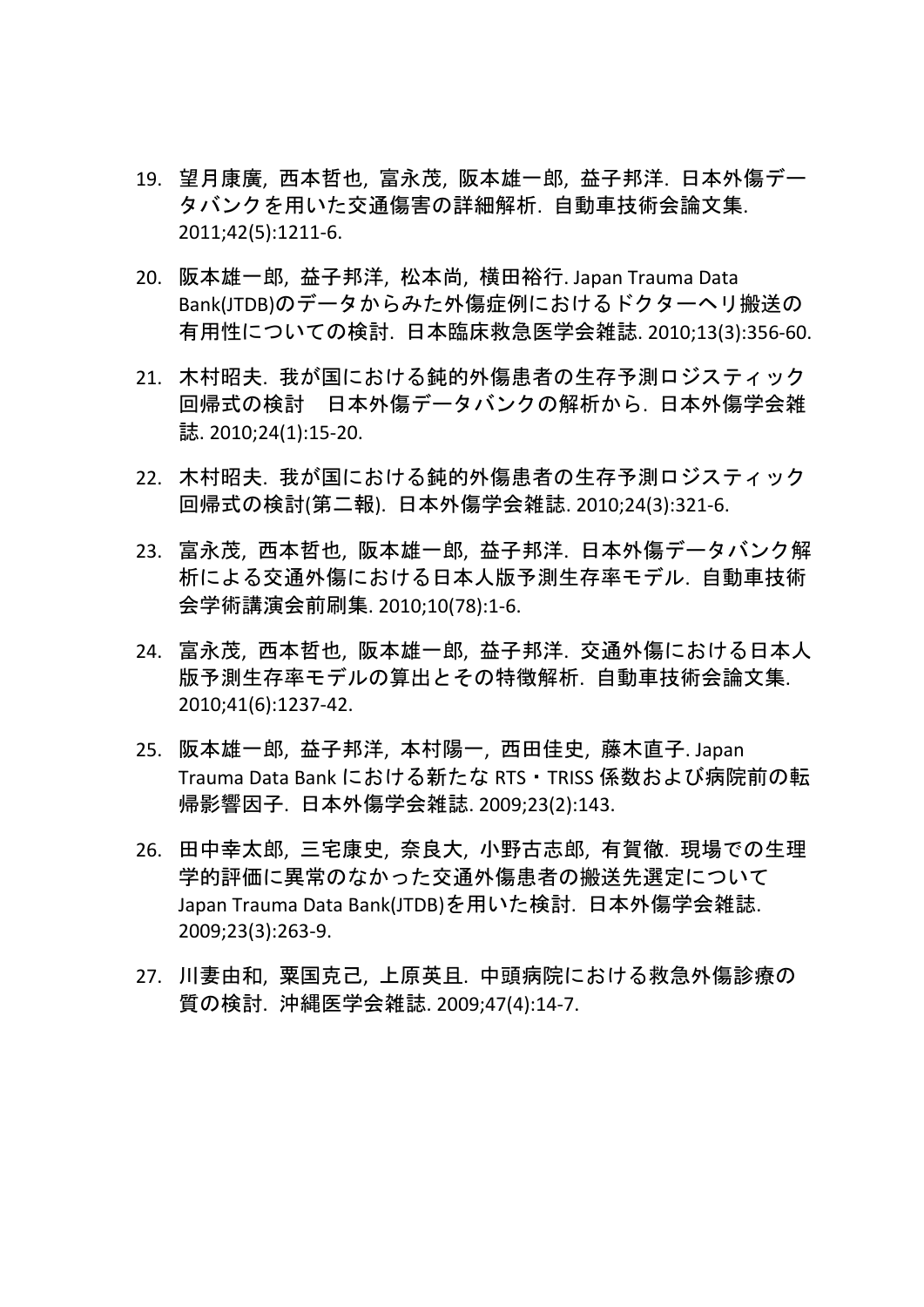19. 望月康廣, 西本哲也, 富永茂, 阪本雄一郎, 益子邦洋. 日本外傷データバンクを用いた交通傷害の詳細解析. 自動車技術会論文集. 2011;42(5):1211-6.

20. 阪本雄一郎, 益子邦洋, 松本尚, 横田裕行. Japan Trauma Data Bank(JTDB)のデータからみた外傷症例におけるドクターヘリ搬送の有用性についての検討. 日本臨床救急医学会雑誌. 2010;13(3):356-60.

21. 木村昭夫. 我が国における鈍的外傷患者の生存予測ロジスティック回帰式の検討　日本外傷データバンクの解析から. 日本外傷学会雑誌. 2010;24(1):15-20.

22. 木村昭夫. 我が国における鈍的外傷患者の生存予測ロジスティック回帰式の検討(第二報). 日本外傷学会雑誌. 2010;24(3):321-6.

23. 富永茂, 西本哲也, 阪本雄一郎, 益子邦洋. 日本外傷データバンク解析による交通外傷における日本人版予測生存率モデル. 自動車技術会学術講演会前刷集. 2010;10(78):1-6.

24. 富永茂, 西本哲也, 阪本雄一郎, 益子邦洋. 交通外傷における日本人版予測生存率モデルの算出とその特徴解析. 自動車技術会論文集. 2010;41(6):1237-42.

25. 阪本雄一郎, 益子邦洋, 本村陽一, 西田佳史, 藤木直子. Japan Trauma Data Bank における新たな RTS・TRISS 係数および病院前の転帰影響因子. 日本外傷学会雑誌. 2009;23(2):143.

26. 田中幸太郎, 三宅康史, 奈良大, 小野古志郎, 有賀徹. 現場での生理学的評価に異常のなかった交通外傷患者の搬送先選定について Japan Trauma Data Bank(JTDB)を用いた検討. 日本外傷学会雑誌. 2009;23(3):263-9.

27. 川妻由和, 粟国克己, 上原英且. 中頭病院における救急外傷診療の質の検討. 沖縄医学会雑誌. 2009;47(4):14-7.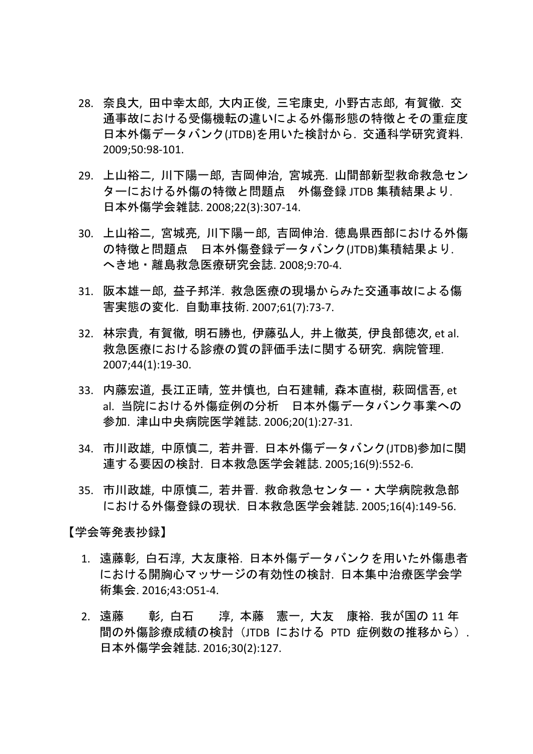28. 奈良大, 田中幸太郎, 大内正俊, 三宅康史, 小野古志郎, 有賀徹. 交通事故における受傷機転の違いによる外傷形態の特徴とその重症度　日本外傷データバンク(JTDB)を用いた検討から. 交通科学研究資料. 2009;50:98-101.

29. 上山裕二, 川下陽一郎, 吉岡伸治, 宮城亮. 山間部新型救命救急センターにおける外傷の特徴と問題点　外傷登録 JTDB 集積結果より. 日本外傷学会雑誌. 2008;22(3):307-14.

30. 上山裕二, 宮城亮, 川下陽一郎, 吉岡伸治. 徳島県西部における外傷の特徴と問題点　日本外傷登録データバンク(JTDB)集積結果より. へき地・離島救急医療研究会誌. 2008;9:70-4.

31. 阪本雄一郎, 益子邦洋. 救急医療の現場からみた交通事故による傷害実態の変化. 自動車技術. 2007;61(7):73-7.

32. 林宗貴, 有賀徹, 明石勝也, 伊藤弘人, 井上徹英, 伊良部徳次, et al. 救急医療における診療の質の評価手法に関する研究. 病院管理. 2007;44(1):19-30.

33. 内藤宏道, 長江正晴, 笠井慎也, 白石建輔, 森本直樹, 萩岡信吾, et al. 当院における外傷症例の分析　日本外傷データバンク事業への参加. 津山中央病院医学雑誌. 2006;20(1):27-31.

34. 市川政雄, 中原慎二, 若井晋. 日本外傷データバンク(JTDB)参加に関連する要因の検討. 日本救急医学会雑誌. 2005;16(9):552-6.

35. 市川政雄, 中原慎二, 若井晋. 救命救急センター・大学病院救急部における外傷登録の現状. 日本救急医学会雑誌. 2005;16(4):149-56.

【学会等発表抄録】

1. 遠藤彰, 白石淳, 大友康裕. 日本外傷データバンクを用いた外傷患者における開胸心マッサージの有効性の検討. 日本集中治療医学会学術集会. 2016;43:O51-4.

2. 遠藤　彰, 白石　淳, 本藤　憲一, 大友　康裕. 我が国の 11 年間の外傷診療成績の検討（JTDB における PTD 症例数の推移から）. 日本外傷学会雑誌. 2016;30(2):127.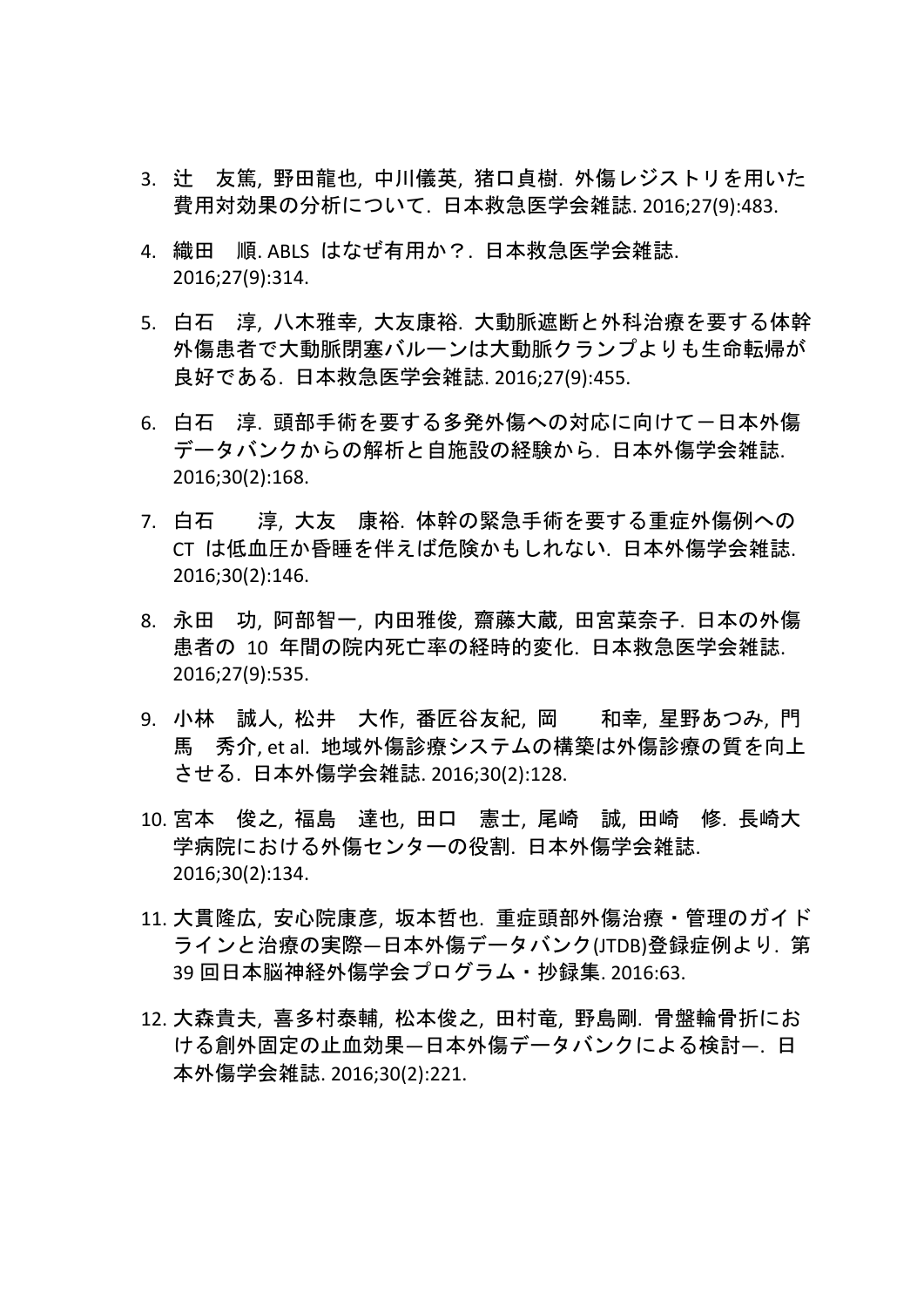3. 辻　友篤, 野田龍也, 中川儀英, 猪口貞樹. 外傷レジストリを用いた費用対効果の分析について. 日本救急医学会雑誌. 2016;27(9):483.

4. 織田　順. ABLS はなぜ有用か？. 日本救急医学会雑誌. 2016;27(9):314.

5. 白石　淳, 八木雅幸, 大友康裕. 大動脈遮断と外科治療を要する体幹外傷患者で大動脈閉塞バルーンは大動脈クランプよりも生命転帰が良好である. 日本救急医学会雑誌. 2016;27(9):455.

6. 白石　淳. 頭部手術を要する多発外傷への対応に向けて－日本外傷データバンクからの解析と自施設の経験から. 日本外傷学会雑誌. 2016;30(2):168.

7. 白石　　淳, 大友　康裕. 体幹の緊急手術を要する重症外傷例への CT は低血圧か昏睡を伴えば危険かもしれない. 日本外傷学会雑誌. 2016;30(2):146.

8. 永田　功, 阿部智一, 内田雅俊, 齋藤大蔵, 田宮菜奈子. 日本の外傷患者の 10 年間の院内死亡率の経時的変化. 日本救急医学会雑誌. 2016;27(9):535.

9. 小林　誠人, 松井　大作, 番匠谷友紀, 岡　　和幸, 星野あつみ, 門馬　秀介, et al. 地域外傷診療システムの構築は外傷診療の質を向上させる. 日本外傷学会雑誌. 2016;30(2):128.

10. 宮本　俊之, 福島　達也, 田口　憲士, 尾崎　誠, 田崎　修. 長崎大学病院における外傷センターの役割. 日本外傷学会雑誌. 2016;30(2):134.

11. 大貫隆広, 安心院康彦, 坂本哲也. 重症頭部外傷治療・管理のガイドラインと治療の実際—日本外傷データバンク(JTDB)登録症例より. 第 39 回日本脳神経外傷学会プログラム・抄録集. 2016:63.

12. 大森貴夫, 喜多村泰輔, 松本俊之, 田村竜, 野島剛. 骨盤輪骨折における創外固定の止血効果—日本外傷データバンクによる検討—. 日本外傷学会雑誌. 2016;30(2):221.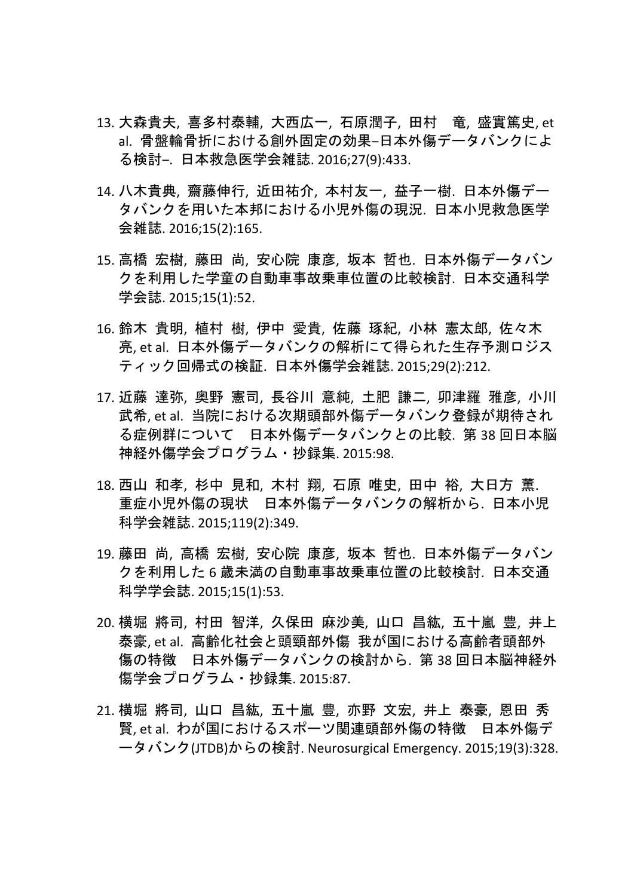13. 大森貴夫, 喜多村泰輔, 大西広一, 石原潤子, 田村　竜, 盛實篤史, et al. 骨盤輪骨折における創外固定の効果−日本外傷データバンクによる検討−. 日本救急医学会雑誌. 2016;27(9):433.

14. 八木貴典, 齋藤伸行, 近田祐介, 本村友一, 益子一樹. 日本外傷データバンクを用いた本邦における小児外傷の現況. 日本小児救急医学会雑誌. 2016;15(2):165.

15. 高橋 宏樹, 藤田 尚, 安心院 康彦, 坂本 哲也. 日本外傷データバンクを利用した学童の自動車事故乗車位置の比較検討. 日本交通科学学会誌. 2015;15(1):52.

16. 鈴木 貴明, 植村 樹, 伊中 愛貴, 佐藤 琢紀, 小林 憲太郎, 佐々木 亮, et al. 日本外傷データバンクの解析にて得られた生存予測ロジスティック回帰式の検証. 日本外傷学会雑誌. 2015;29(2):212.

17. 近藤 達弥, 奥野 憲司, 長谷川 意純, 土肥 謙二, 卯津羅 雅彦, 小川 武希, et al. 当院における次期頭部外傷データバンク登録が期待される症例群について　日本外傷データバンクとの比較. 第 38 回日本脳神経外傷学会プログラム・抄録集. 2015:98.

18. 西山 和孝, 杉中 見和, 木村 翔, 石原 唯史, 田中 裕, 大日方 薫. 重症小児外傷の現状　日本外傷データバンクの解析から. 日本小児科学会雑誌. 2015;119(2):349.

19. 藤田 尚, 高橋 宏樹, 安心院 康彦, 坂本 哲也. 日本外傷データバンクを利用した 6 歳未満の自動車事故乗車位置の比較検討. 日本交通科学学会誌. 2015;15(1):53.

20. 横堀 將司, 村田 智洋, 久保田 麻沙美, 山口 昌紘, 五十嵐 豊, 井上 泰豪, et al. 高齢化社会と頭頸部外傷 我が国における高齢者頭部外傷の特徴　日本外傷データバンクの検討から. 第 38 回日本脳神経外傷学会プログラム・抄録集. 2015:87.

21. 横堀 將司, 山口 昌紘, 五十嵐 豊, 亦野 文宏, 井上 泰豪, 恩田 秀賢, et al. わが国におけるスポーツ関連頭部外傷の特徴　日本外傷データバンク(JTDB)からの検討. Neurosurgical Emergency. 2015;19(3):328.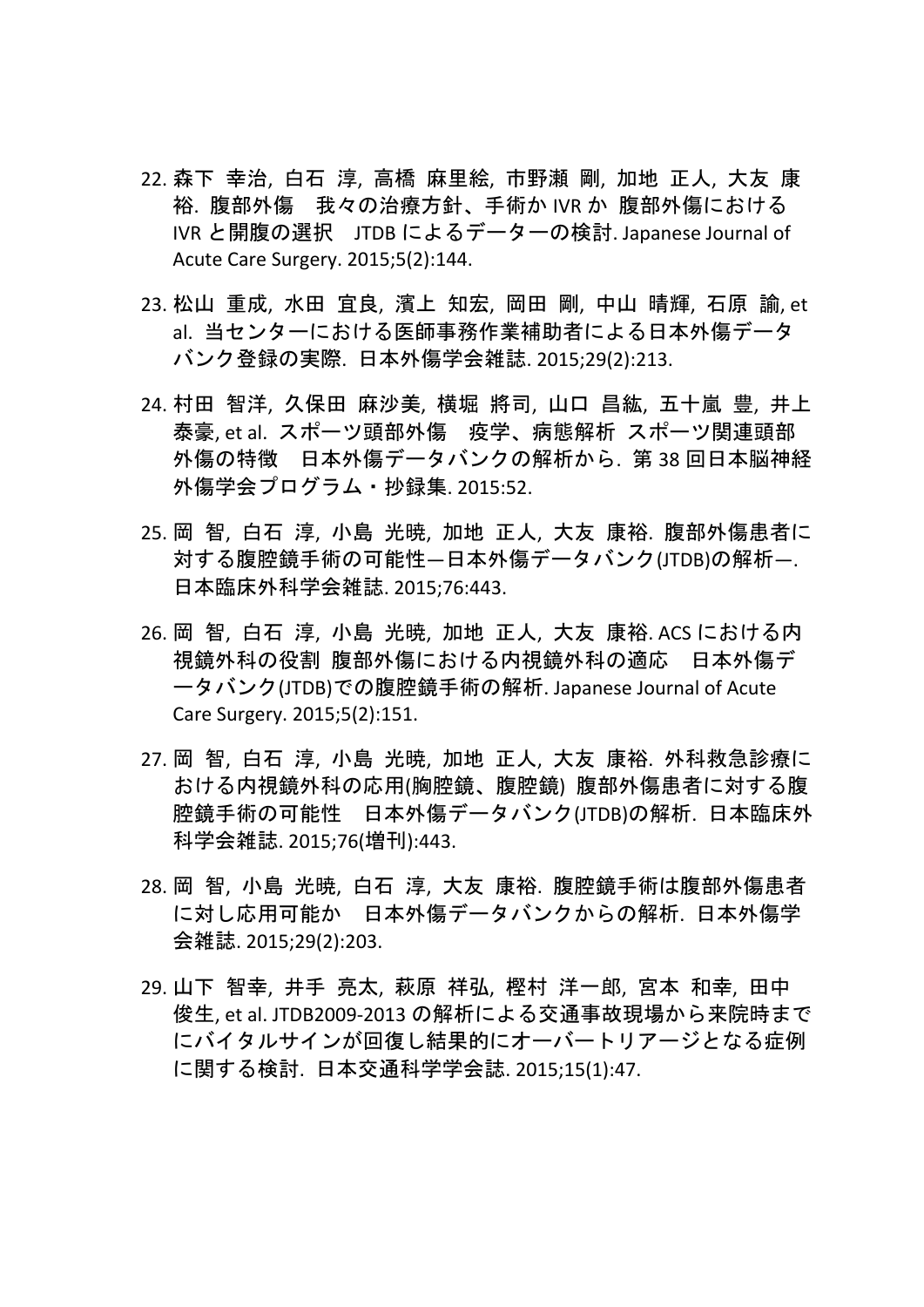22. 森下 幸治, 白石 淳, 高橋 麻里絵, 市野瀬 剛, 加地 正人, 大友 康裕. 腹部外傷　我々の治療方針、手術か IVR か 腹部外傷における IVR と開腹の選択　JTDB によるデーターの検討. Japanese Journal of Acute Care Surgery. 2015;5(2):144.

23. 松山 重成, 水田 宜良, 濱上 知宏, 岡田 剛, 中山 晴輝, 石原 諭, et al. 当センターにおける医師事務作業補助者による日本外傷データバンク登録の実際. 日本外傷学会雑誌. 2015;29(2):213.

24. 村田 智洋, 久保田 麻沙美, 横堀 將司, 山口 昌紘, 五十嵐 豊, 井上 泰豪, et al. スポーツ頭部外傷　疫学、病態解析 スポーツ関連頭部外傷の特徴　日本外傷データバンクの解析から. 第 38 回日本脳神経外傷学会プログラム・抄録集. 2015:52.

25. 岡 智, 白石 淳, 小島 光暁, 加地 正人, 大友 康裕. 腹部外傷患者に対する腹腔鏡手術の可能性—日本外傷データバンク(JTDB)の解析—. 日本臨床外科学会雑誌. 2015;76:443.

26. 岡 智, 白石 淳, 小島 光暁, 加地 正人, 大友 康裕. ACS における内視鏡外科の役割 腹部外傷における内視鏡外科の適応　日本外傷データバンク(JTDB)での腹腔鏡手術の解析. Japanese Journal of Acute Care Surgery. 2015;5(2):151.

27. 岡 智, 白石 淳, 小島 光暁, 加地 正人, 大友 康裕. 外科救急診療における内視鏡外科の応用(胸腔鏡、腹腔鏡) 腹部外傷患者に対する腹腔鏡手術の可能性　日本外傷データバンク(JTDB)の解析. 日本臨床外科学会雑誌. 2015;76(増刊):443.

28. 岡 智, 小島 光暁, 白石 淳, 大友 康裕. 腹腔鏡手術は腹部外傷患者に対し応用可能か　日本外傷データバンクからの解析. 日本外傷学会雑誌. 2015;29(2):203.

29. 山下 智幸, 井手 亮太, 萩原 祥弘, 樫村 洋一郎, 宮本 和幸, 田中 俊生, et al. JTDB2009-2013 の解析による交通事故現場から来院時までにバイタルサインが回復し結果的にオーバートリアージとなる症例に関する検討. 日本交通科学学会誌. 2015;15(1):47.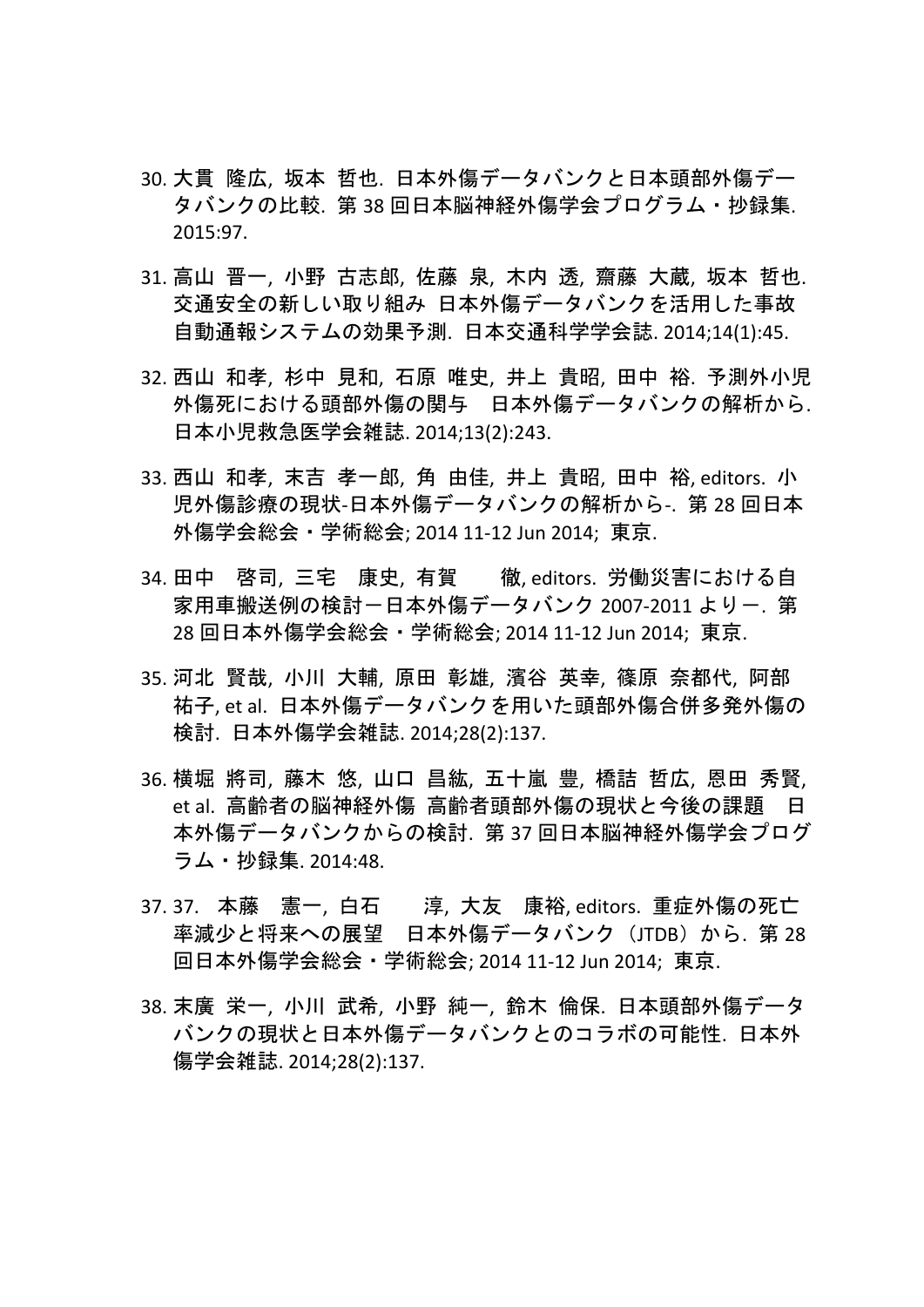30. 大貫 隆広, 坂本 哲也. 日本外傷データバンクと日本頭部外傷データバンクの比較. 第 38 回日本脳神経外傷学会プログラム・抄録集. 2015:97.

31. 高山 晋一, 小野 古志郎, 佐藤 泉, 木内 透, 齋藤 大蔵, 坂本 哲也. 交通安全の新しい取り組み 日本外傷データバンクを活用した事故自動通報システムの効果予測. 日本交通科学学会誌. 2014;14(1):45.

32. 西山 和孝, 杉中 見和, 石原 唯史, 井上 貴昭, 田中 裕. 予測外小児外傷死における頭部外傷の関与　日本外傷データバンクの解析から. 日本小児救急医学会雑誌. 2014;13(2):243.

33. 西山 和孝, 末吉 孝一郎, 角 由佳, 井上 貴昭, 田中 裕, editors. 小児外傷診療の現状-日本外傷データバンクの解析から-. 第 28 回日本外傷学会総会・学術総会; 2014 11-12 Jun 2014; 東京.

34. 田中　啓司, 三宅　康史, 有賀　　徹, editors. 労働災害における自家用車搬送例の検討－日本外傷データバンク 2007-2011 より－. 第 28 回日本外傷学会総会・学術総会; 2014 11-12 Jun 2014; 東京.

35. 河北 賢哉, 小川 大輔, 原田 彰雄, 濱谷 英幸, 篠原 奈都代, 阿部 祐子, et al. 日本外傷データバンクを用いた頭部外傷合併多発外傷の検討. 日本外傷学会雑誌. 2014;28(2):137.

36. 横堀 將司, 藤木 悠, 山口 昌紘, 五十嵐 豊, 橋詰 哲広, 恩田 秀賢, et al. 高齢者の脳神経外傷 高齢者頭部外傷の現状と今後の課題　日本外傷データバンクからの検討. 第 37 回日本脳神経外傷学会プログラム・抄録集. 2014:48.

37. 37.　本藤　憲一, 白石　　淳, 大友　康裕, editors. 重症外傷の死亡率減少と将来への展望　日本外傷データバンク（JTDB）から. 第 28 回日本外傷学会総会・学術総会; 2014 11-12 Jun 2014; 東京.

38. 末廣 栄一, 小川 武希, 小野 純一, 鈴木 倫保. 日本頭部外傷データバンクの現状と日本外傷データバンクとのコラボの可能性. 日本外傷学会雑誌. 2014;28(2):137.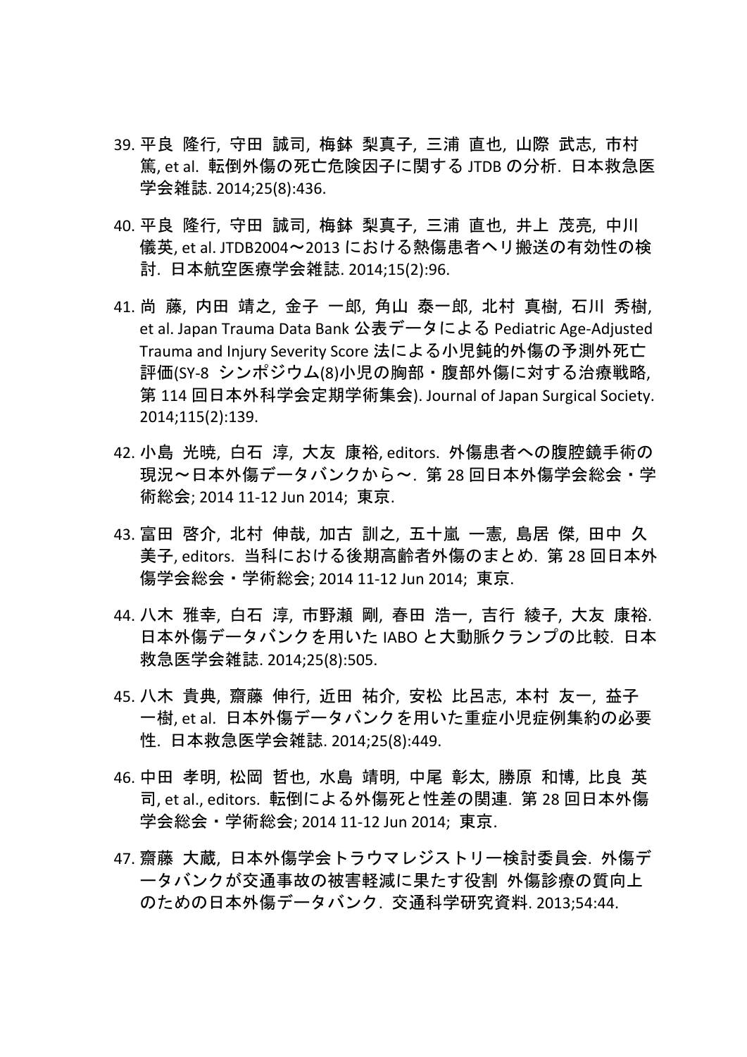39. 平良 隆行, 守田 誠司, 梅鉢 梨真子, 三浦 直也, 山際 武志, 市村 篤, et al. 転倒外傷の死亡危険因子に関する JTDB の分析. 日本救急医学会雑誌. 2014;25(8):436.

40. 平良 隆行, 守田 誠司, 梅鉢 梨真子, 三浦 直也, 井上 茂亮, 中川 儀英, et al. JTDB2004〜2013 における熱傷患者ヘリ搬送の有効性の検討. 日本航空医療学会雑誌. 2014;15(2):96.

41. 尚 藤, 内田 靖之, 金子 一郎, 角山 泰一郎, 北村 真樹, 石川 秀樹, et al. Japan Trauma Data Bank 公表データによる Pediatric Age-Adjusted Trauma and Injury Severity Score 法による小児鈍的外傷の予測外死亡評価(SY-8 シンポジウム(8)小児の胸部・腹部外傷に対する治療戦略, 第 114 回日本外科学会定期学術集会). Journal of Japan Surgical Society. 2014;115(2):139.

42. 小島 光暁, 白石 淳, 大友 康裕, editors. 外傷患者への腹腔鏡手術の現況〜日本外傷データバンクから〜. 第 28 回日本外傷学会総会・学術総会; 2014 11-12 Jun 2014; 東京.

43. 富田 啓介, 北村 伸哉, 加古 訓之, 五十嵐 一憲, 島居 傑, 田中 久美子, editors. 当科における後期高齢者外傷のまとめ. 第 28 回日本外傷学会総会・学術総会; 2014 11-12 Jun 2014; 東京.

44. 八木 雅幸, 白石 淳, 市野瀬 剛, 春田 浩一, 吉行 綾子, 大友 康裕. 日本外傷データバンクを用いた IABO と大動脈クランプの比較. 日本救急医学会雑誌. 2014;25(8):505.

45. 八木 貴典, 齋藤 伸行, 近田 祐介, 安松 比呂志, 本村 友一, 益子 一樹, et al. 日本外傷データバンクを用いた重症小児症例集約の必要性. 日本救急医学会雑誌. 2014;25(8):449.

46. 中田 孝明, 松岡 哲也, 水島 靖明, 中尾 彰太, 勝原 和博, 比良 英司, et al., editors. 転倒による外傷死と性差の関連. 第 28 回日本外傷学会総会・学術総会; 2014 11-12 Jun 2014; 東京.

47. 齋藤 大蔵, 日本外傷学会トラウマレジストリー検討委員会. 外傷データバンクが交通事故の被害軽減に果たす役割 外傷診療の質向上のための日本外傷データバンク. 交通科学研究資料. 2013;54:44.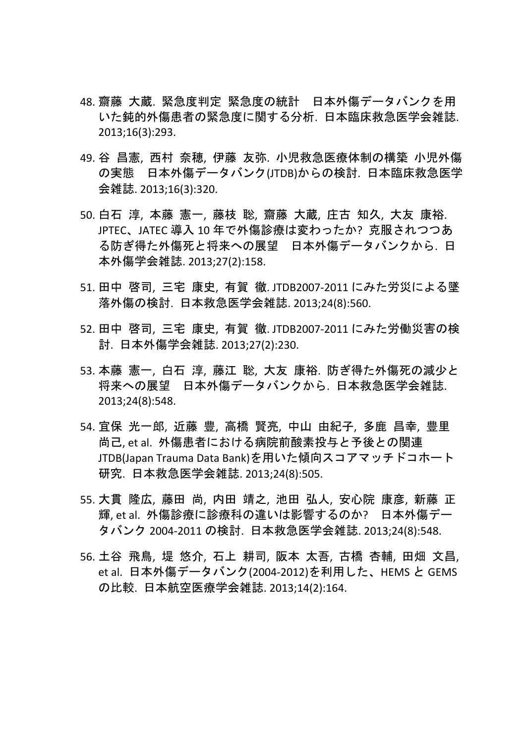48. 齋藤 大蔵. 緊急度判定 緊急度の統計 日本外傷データバンクを用いた鈍的外傷患者の緊急度に関する分析. 日本臨床救急医学会雑誌. 2013;16(3):293.

49. 谷 昌憲, 西村 奈穂, 伊藤 友弥. 小児救急医療体制の構築 小児外傷の実態 日本外傷データバンク(JTDB)からの検討. 日本臨床救急医学会雑誌. 2013;16(3):320.

50. 白石 淳, 本藤 憲一, 藤枝 聡, 齋藤 大蔵, 庄古 知久, 大友 康裕. JPTEC、JATEC 導入 10 年で外傷診療は変わったか? 克服されつつある防ぎ得た外傷死と将来への展望 日本外傷データバンクから. 日本外傷学会雑誌. 2013;27(2):158.

51. 田中 啓司, 三宅 康史, 有賀 徹. JTDB2007-2011 にみた労災による墜落外傷の検討. 日本救急医学会雑誌. 2013;24(8):560.

52. 田中 啓司, 三宅 康史, 有賀 徹. JTDB2007-2011 にみた労働災害の検討. 日本外傷学会雑誌. 2013;27(2):230.

53. 本藤 憲一, 白石 淳, 藤江 聡, 大友 康裕. 防ぎ得た外傷死の減少と将来への展望 日本外傷データバンクから. 日本救急医学会雑誌. 2013;24(8):548.

54. 宜保 光一郎, 近藤 豊, 高橋 賢亮, 中山 由紀子, 多鹿 昌幸, 豊里 尚己, et al. 外傷患者における病院前酸素投与と予後との関連 JTDB(Japan Trauma Data Bank)を用いた傾向スコアマッチドコホート研究. 日本救急医学会雑誌. 2013;24(8):505.

55. 大貫 隆広, 藤田 尚, 内田 靖之, 池田 弘人, 安心院 康彦, 新藤 正輝, et al. 外傷診療に診療科の違いは影響するのか? 日本外傷データバンク 2004-2011 の検討. 日本救急医学会雑誌. 2013;24(8):548.

56. 土谷 飛鳥, 堤 悠介, 石上 耕司, 阪本 太吾, 古橋 杏輔, 田畑 文昌, et al. 日本外傷データバンク(2004-2012)を利用した、HEMS と GEMS の比較. 日本航空医療学会雑誌. 2013;14(2):164.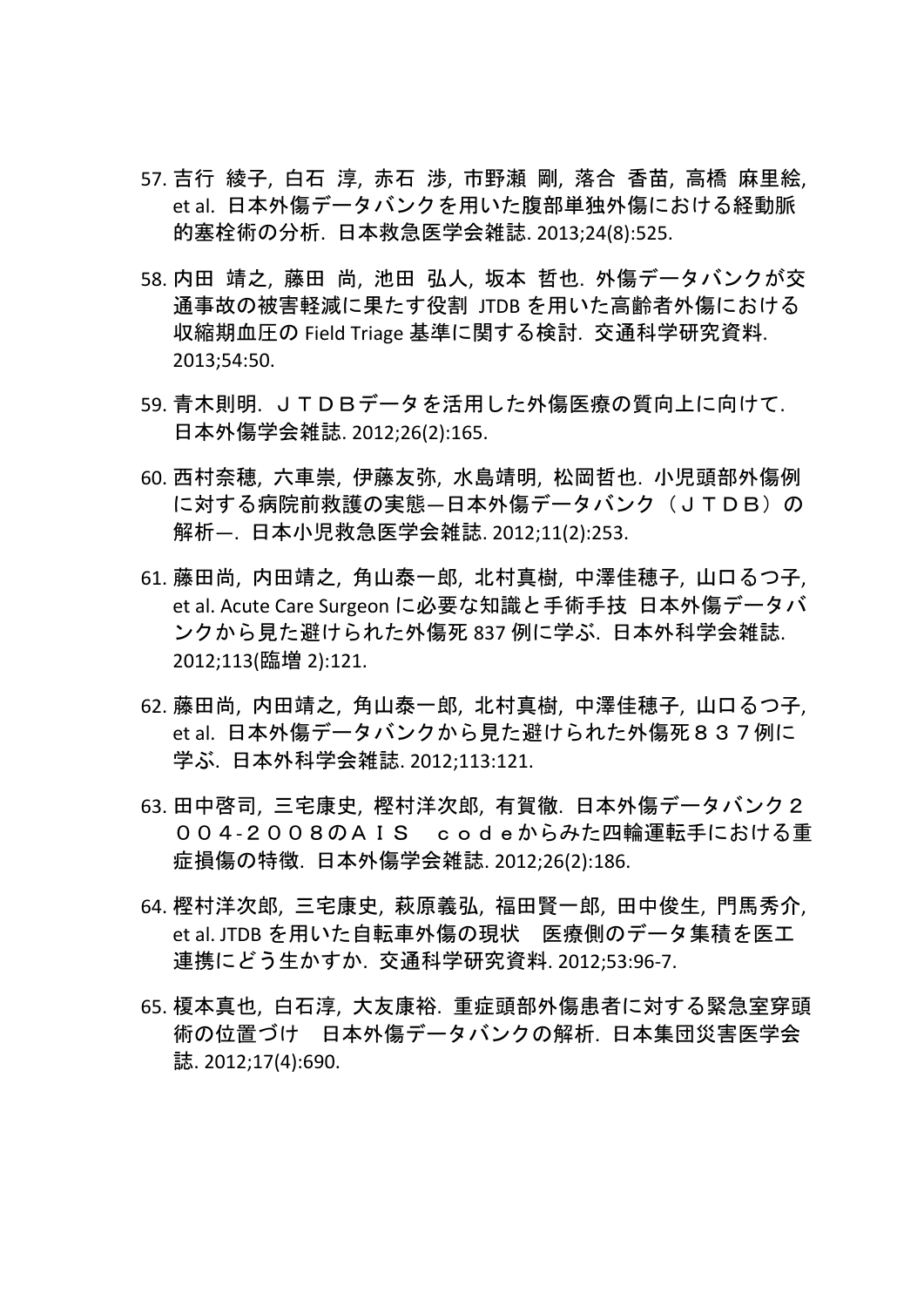57. 吉行 綾子, 白石 淳, 赤石 渉, 市野瀬 剛, 落合 香苗, 高橋 麻里絵, et al. 日本外傷データバンクを用いた腹部単独外傷における経動脈的塞栓術の分析. 日本救急医学会雑誌. 2013;24(8):525.

58. 内田 靖之, 藤田 尚, 池田 弘人, 坂本 哲也. 外傷データバンクが交通事故の被害軽減に果たす役割 JTDB を用いた高齢者外傷における収縮期血圧の Field Triage 基準に関する検討. 交通科学研究資料. 2013;54:50.

59. 青木則明. ＪＴＤＢデータを活用した外傷医療の質向上に向けて. 日本外傷学会雑誌. 2012;26(2):165.

60. 西村奈穂, 六車崇, 伊藤友弥, 水島靖明, 松岡哲也. 小児頭部外傷例に対する病院前救護の実態—日本外傷データバンク（ＪＴＤＢ）の解析—. 日本小児救急医学会雑誌. 2012;11(2):253.

61. 藤田尚, 内田靖之, 角山泰一郎, 北村真樹, 中澤佳穂子, 山口るつ子, et al. Acute Care Surgeon に必要な知識と手術手技 日本外傷データバンクから見た避けられた外傷死 837 例に学ぶ. 日本外科学会雑誌. 2012;113(臨増 2):121.

62. 藤田尚, 内田靖之, 角山泰一郎, 北村真樹, 中澤佳穂子, 山口るつ子, et al. 日本外傷データバンクから見た避けられた外傷死８３７例に学ぶ. 日本外科学会雑誌. 2012;113:121.

63. 田中啓司, 三宅康史, 樫村洋次郎, 有賀徹. 日本外傷データバンク２００４-２００８のＡＩＳ　ｃｏｄｅからみた四輪運転手における重症損傷の特徴. 日本外傷学会雑誌. 2012;26(2):186.

64. 樫村洋次郎, 三宅康史, 萩原義弘, 福田賢一郎, 田中俊生, 門馬秀介, et al. JTDB を用いた自転車外傷の現状　医療側のデータ集積を医工連携にどう生かすか. 交通科学研究資料. 2012;53:96-7.

65. 榎本真也, 白石淳, 大友康裕. 重症頭部外傷患者に対する緊急室穿頭術の位置づけ　日本外傷データバンクの解析. 日本集団災害医学会誌. 2012;17(4):690.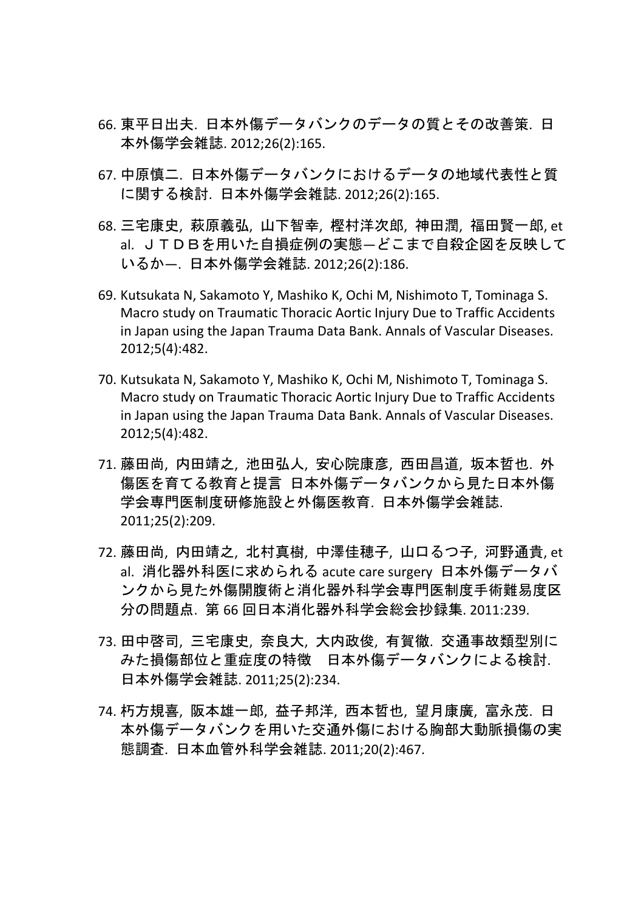66. 東平日出夫. 日本外傷データバンクのデータの質とその改善策. 日本外傷学会雑誌. 2012;26(2):165.

67. 中原慎二. 日本外傷データバンクにおけるデータの地域代表性と質に関する検討. 日本外傷学会雑誌. 2012;26(2):165.

68. 三宅康史, 萩原義弘, 山下智幸, 樫村洋次郎, 神田潤, 福田賢一郎, et al. ＪＴＤＢを用いた自損症例の実態―どこまで自殺企図を反映しているか―. 日本外傷学会雑誌. 2012;26(2):186.

69. Kutsukata N, Sakamoto Y, Mashiko K, Ochi M, Nishimoto T, Tominaga S. Macro study on Traumatic Thoracic Aortic Injury Due to Traffic Accidents in Japan using the Japan Trauma Data Bank. Annals of Vascular Diseases. 2012;5(4):482.

70. Kutsukata N, Sakamoto Y, Mashiko K, Ochi M, Nishimoto T, Tominaga S. Macro study on Traumatic Thoracic Aortic Injury Due to Traffic Accidents in Japan using the Japan Trauma Data Bank. Annals of Vascular Diseases. 2012;5(4):482.

71. 藤田尚, 内田靖之, 池田弘人, 安心院康彦, 西田昌道, 坂本哲也. 外傷医を育てる教育と提言 日本外傷データバンクから見た日本外傷学会専門医制度研修施設と外傷医教育. 日本外傷学会雑誌. 2011;25(2):209.

72. 藤田尚, 内田靖之, 北村真樹, 中澤佳穂子, 山口るつ子, 河野通貴, et al. 消化器外科医に求められる acute care surgery 日本外傷データバンクから見た外傷開腹術と消化器外科学会専門医制度手術難易度区分の問題点. 第 66 回日本消化器外科学会総会抄録集. 2011:239.

73. 田中啓司, 三宅康史, 奈良大, 大内政俊, 有賀徹. 交通事故類型別にみた損傷部位と重症度の特徴　日本外傷データバンクによる検討. 日本外傷学会雑誌. 2011;25(2):234.

74. 朽方規喜, 阪本雄一郎, 益子邦洋, 西本哲也, 望月康廣, 富永茂. 日本外傷データバンクを用いた交通外傷における胸部大動脈損傷の実態調査. 日本血管外科学会雑誌. 2011;20(2):467.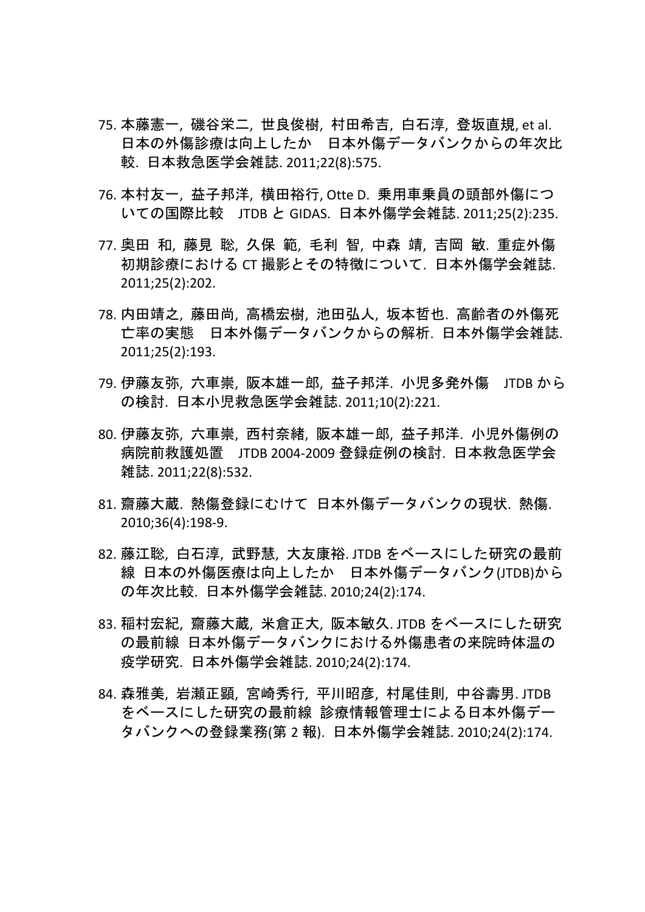75. 本藤憲一, 磯谷栄二, 世良俊樹, 村田希吉, 白石淳, 登坂直規, et al. 日本の外傷診療は向上したか　日本外傷データバンクからの年次比較. 日本救急医学会雑誌. 2011;22(8):575.

76. 本村友一, 益子邦洋, 横田裕行, Otte D. 乗用車乗員の頭部外傷についての国際比較　JTDB と GIDAS. 日本外傷学会雑誌. 2011;25(2):235.

77. 奥田 和, 藤見 聡, 久保 範, 毛利 智, 中森 靖, 吉岡 敏. 重症外傷初期診療における CT 撮影とその特徴について. 日本外傷学会雑誌. 2011;25(2):202.

78. 内田靖之, 藤田尚, 高橋宏樹, 池田弘人, 坂本哲也. 高齢者の外傷死亡率の実態　日本外傷データバンクからの解析. 日本外傷学会雑誌. 2011;25(2):193.

79. 伊藤友弥, 六車崇, 阪本雄一郎, 益子邦洋. 小児多発外傷　JTDB からの検討. 日本小児救急医学会雑誌. 2011;10(2):221.

80. 伊藤友弥, 六車崇, 西村奈緒, 阪本雄一郎, 益子邦洋. 小児外傷例の病院前救護処置　JTDB 2004-2009 登録症例の検討. 日本救急医学会雑誌. 2011;22(8):532.

81. 齋藤大蔵. 熱傷登録にむけて 日本外傷データバンクの現状. 熱傷. 2010;36(4):198-9.

82. 藤江聡, 白石淳, 武野慧, 大友康裕. JTDB をベースにした研究の最前線 日本の外傷医療は向上したか　日本外傷データバンク(JTDB)からの年次比較. 日本外傷学会雑誌. 2010;24(2):174.

83. 稲村宏紀, 齋藤大蔵, 米倉正大, 阪本敏久. JTDB をベースにした研究の最前線 日本外傷データバンクにおける外傷患者の来院時体温の疫学研究. 日本外傷学会雑誌. 2010;24(2):174.

84. 森雅美, 岩瀬正顕, 宮崎秀行, 平川昭彦, 村尾佳則, 中谷壽男. JTDB をベースにした研究の最前線 診療情報管理士による日本外傷データバンクへの登録業務(第 2 報). 日本外傷学会雑誌. 2010;24(2):174.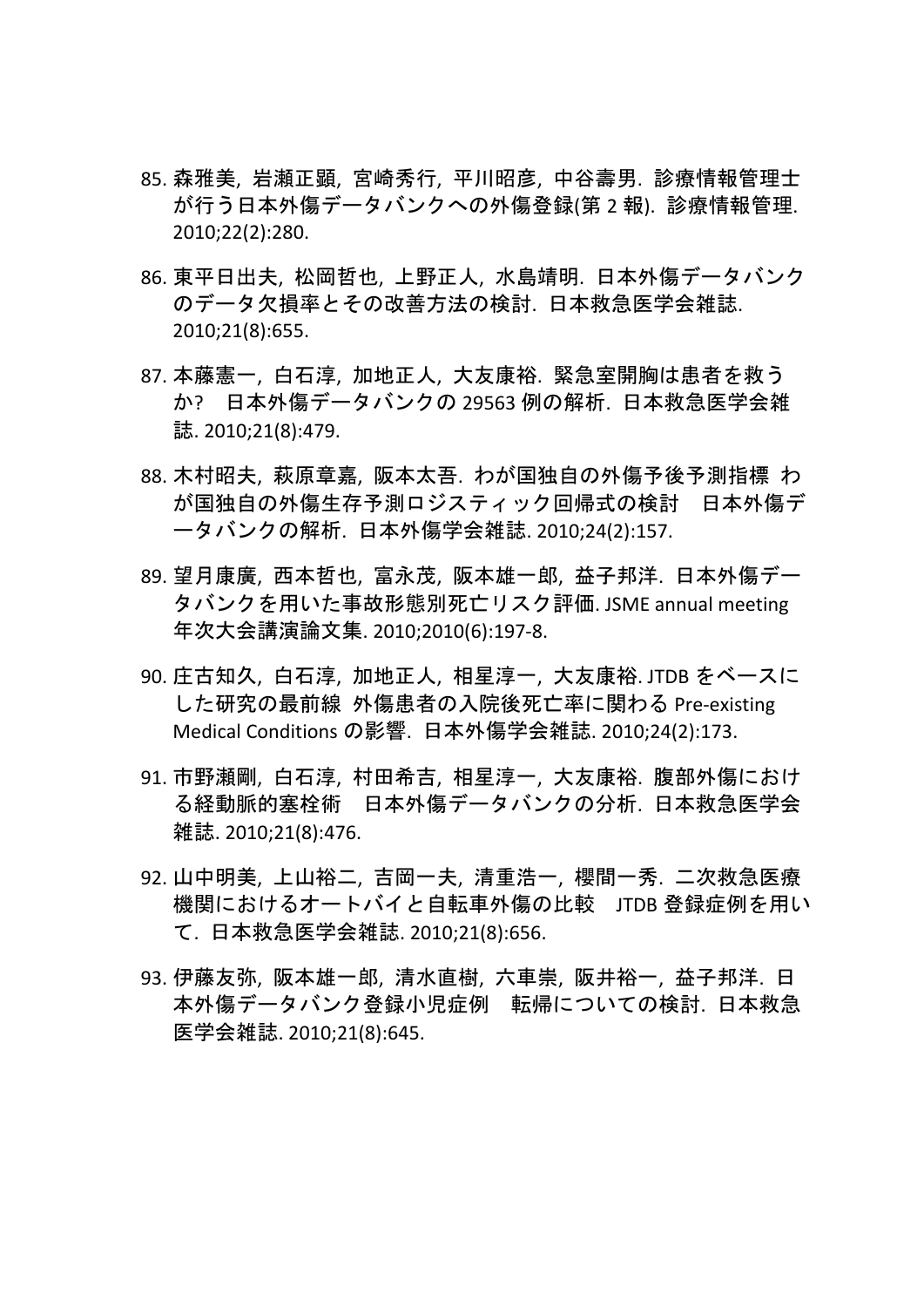85. 森雅美, 岩瀬正顕, 宮崎秀行, 平川昭彦, 中谷壽男. 診療情報管理士が行う日本外傷データバンクへの外傷登録(第 2 報). 診療情報管理. 2010;22(2):280.

86. 東平日出夫, 松岡哲也, 上野正人, 水島靖明. 日本外傷データバンクのデータ欠損率とその改善方法の検討. 日本救急医学会雑誌. 2010;21(8):655.

87. 本藤憲一, 白石淳, 加地正人, 大友康裕. 緊急室開胸は患者を救うか? 日本外傷データバンクの 29563 例の解析. 日本救急医学会雑誌. 2010;21(8):479.

88. 木村昭夫, 萩原章嘉, 阪本太吾. わが国独自の外傷予後予測指標 わが国独自の外傷生存予測ロジスティック回帰式の検討 日本外傷データバンクの解析. 日本外傷学会雑誌. 2010;24(2):157.

89. 望月康廣, 西本哲也, 富永茂, 阪本雄一郎, 益子邦洋. 日本外傷データバンクを用いた事故形態別死亡リスク評価. JSME annual meeting 年次大会講演論文集. 2010;2010(6):197-8.

90. 庄古知久, 白石淳, 加地正人, 相星淳一, 大友康裕. JTDB をベースにした研究の最前線 外傷患者の入院後死亡率に関わる Pre-existing Medical Conditions の影響. 日本外傷学会雑誌. 2010;24(2):173.

91. 市野瀬剛, 白石淳, 村田希吉, 相星淳一, 大友康裕. 腹部外傷における経動脈的塞栓術 日本外傷データバンクの分析. 日本救急医学会雑誌. 2010;21(8):476.

92. 山中明美, 上山裕二, 吉岡一夫, 清重浩一, 櫻間一秀. 二次救急医療機関におけるオートバイと自転車外傷の比較 JTDB 登録症例を用いて. 日本救急医学会雑誌. 2010;21(8):656.

93. 伊藤友弥, 阪本雄一郎, 清水直樹, 六車崇, 阪井裕一, 益子邦洋. 日本外傷データバンク登録小児症例 転帰についての検討. 日本救急医学会雑誌. 2010;21(8):645.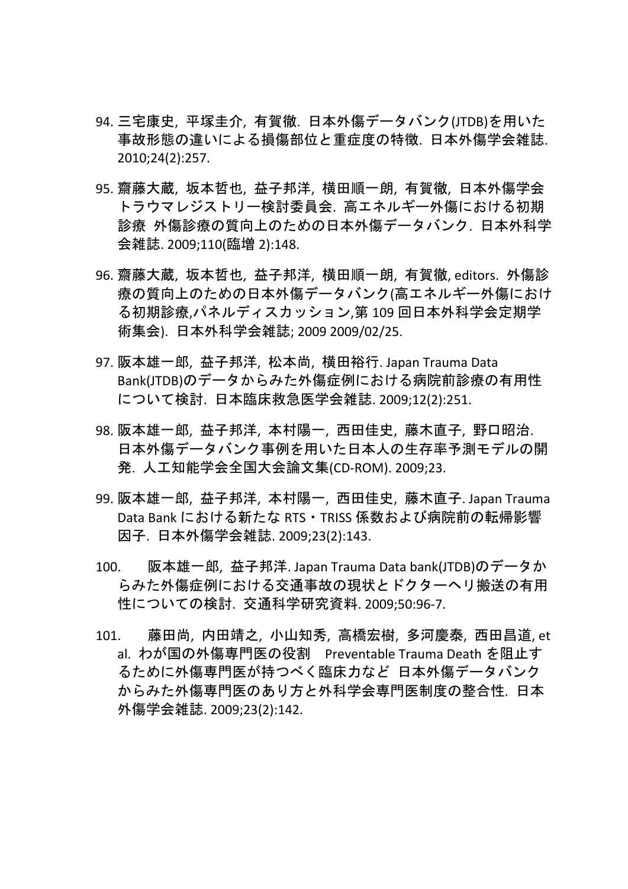94. 三宅康史, 平塚圭介, 有賀徹. 日本外傷データバンク(JTDB)を用いた事故形態の違いによる損傷部位と重症度の特徴. 日本外傷学会雑誌. 2010;24(2):257.

95. 齋藤大蔵, 坂本哲也, 益子邦洋, 横田順一朗, 有賀徹, 日本外傷学会トラウマレジストリー検討委員会. 高エネルギー外傷における初期診療 外傷診療の質向上のための日本外傷データバンク. 日本外科学会雑誌. 2009;110(臨増 2):148.

96. 齋藤大蔵, 坂本哲也, 益子邦洋, 横田順一朗, 有賀徹, editors. 外傷診療の質向上のための日本外傷データバンク(高エネルギー外傷における初期診療,パネルディスカッション,第 109 回日本外科学会定期学術集会). 日本外科学会雑誌; 2009 2009/02/25.

97. 阪本雄一郎, 益子邦洋, 松本尚, 横田裕行. Japan Trauma Data Bank(JTDB)のデータからみた外傷症例における病院前診療の有用性について検討. 日本臨床救急医学会雑誌. 2009;12(2):251.

98. 阪本雄一郎, 益子邦洋, 本村陽一, 西田佳史, 藤木直子, 野口昭治. 日本外傷データバンク事例を用いた日本人の生存率予測モデルの開発. 人工知能学会全国大会論文集(CD-ROM). 2009;23.

99. 阪本雄一郎, 益子邦洋, 本村陽一, 西田佳史, 藤木直子. Japan Trauma Data Bank における新たな RTS・TRISS 係数および病院前の転帰影響因子. 日本外傷学会雑誌. 2009;23(2):143.

100. 阪本雄一郎, 益子邦洋. Japan Trauma Data bank(JTDB)のデータからみた外傷症例における交通事故の現状とドクターヘリ搬送の有用性についての検討. 交通科学研究資料. 2009;50:96-7.

101. 藤田尚, 内田靖之, 小山知秀, 高橋宏樹, 多河慶泰, 西田昌道, et al. わが国の外傷専門医の役割 Preventable Trauma Death を阻止するために外傷専門医が持つべく臨床力など 日本外傷データバンクからみた外傷専門医のあり方と外科学会専門医制度の整合性. 日本外傷学会雑誌. 2009;23(2):142.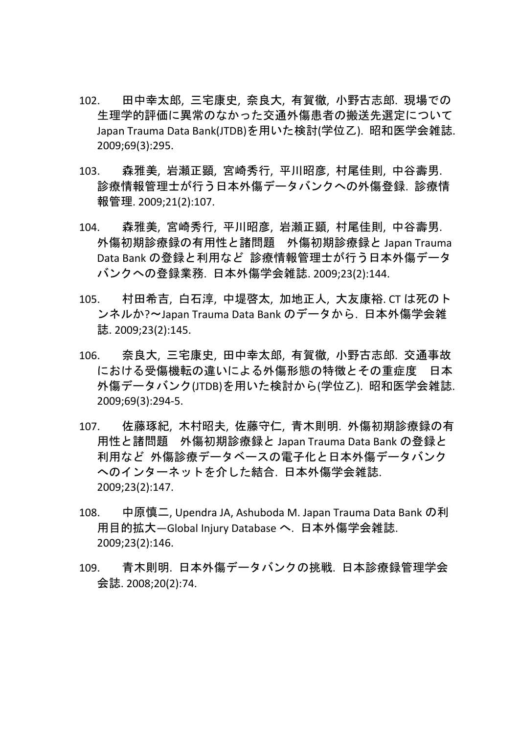102. 田中幸太郎, 三宅康史, 奈良大, 有賀徹, 小野古志郎. 現場での生理学的評価に異常のなかった交通外傷患者の搬送先選定について Japan Trauma Data Bank(JTDB)を用いた検討(学位乙). 昭和医学会雑誌. 2009;69(3):295.

103. 森雅美, 岩瀬正顕, 宮崎秀行, 平川昭彦, 村尾佳則, 中谷壽男. 診療情報管理士が行う日本外傷データバンクへの外傷登録. 診療情報管理. 2009;21(2):107.

104. 森雅美, 宮崎秀行, 平川昭彦, 岩瀬正顕, 村尾佳則, 中谷壽男. 外傷初期診療録の有用性と諸問題　外傷初期診療録と Japan Trauma Data Bank の登録と利用など 診療情報管理士が行う日本外傷データバンクへの登録業務. 日本外傷学会雑誌. 2009;23(2):144.

105. 村田希吉, 白石淳, 中堤啓太, 加地正人, 大友康裕. CT は死のトンネルか?～Japan Trauma Data Bank のデータから. 日本外傷学会雑誌. 2009;23(2):145.

106. 奈良大, 三宅康史, 田中幸太郎, 有賀徹, 小野古志郎. 交通事故における受傷機転の違いによる外傷形態の特徴とその重症度　日本外傷データバンク(JTDB)を用いた検討から(学位乙). 昭和医学会雑誌. 2009;69(3):294-5.

107. 佐藤琢紀, 木村昭夫, 佐藤守仁, 青木則明. 外傷初期診療録の有用性と諸問題　外傷初期診療録と Japan Trauma Data Bank の登録と利用など 外傷診療データベースの電子化と日本外傷データバンクへのインターネットを介した結合. 日本外傷学会雑誌. 2009;23(2):147.

108. 中原慎二, Upendra JA, Ashuboda M. Japan Trauma Data Bank の利用目的拡大―Global Injury Database へ. 日本外傷学会雑誌. 2009;23(2):146.

109. 青木則明. 日本外傷データバンクの挑戦. 日本診療録管理学会会誌. 2008;20(2):74.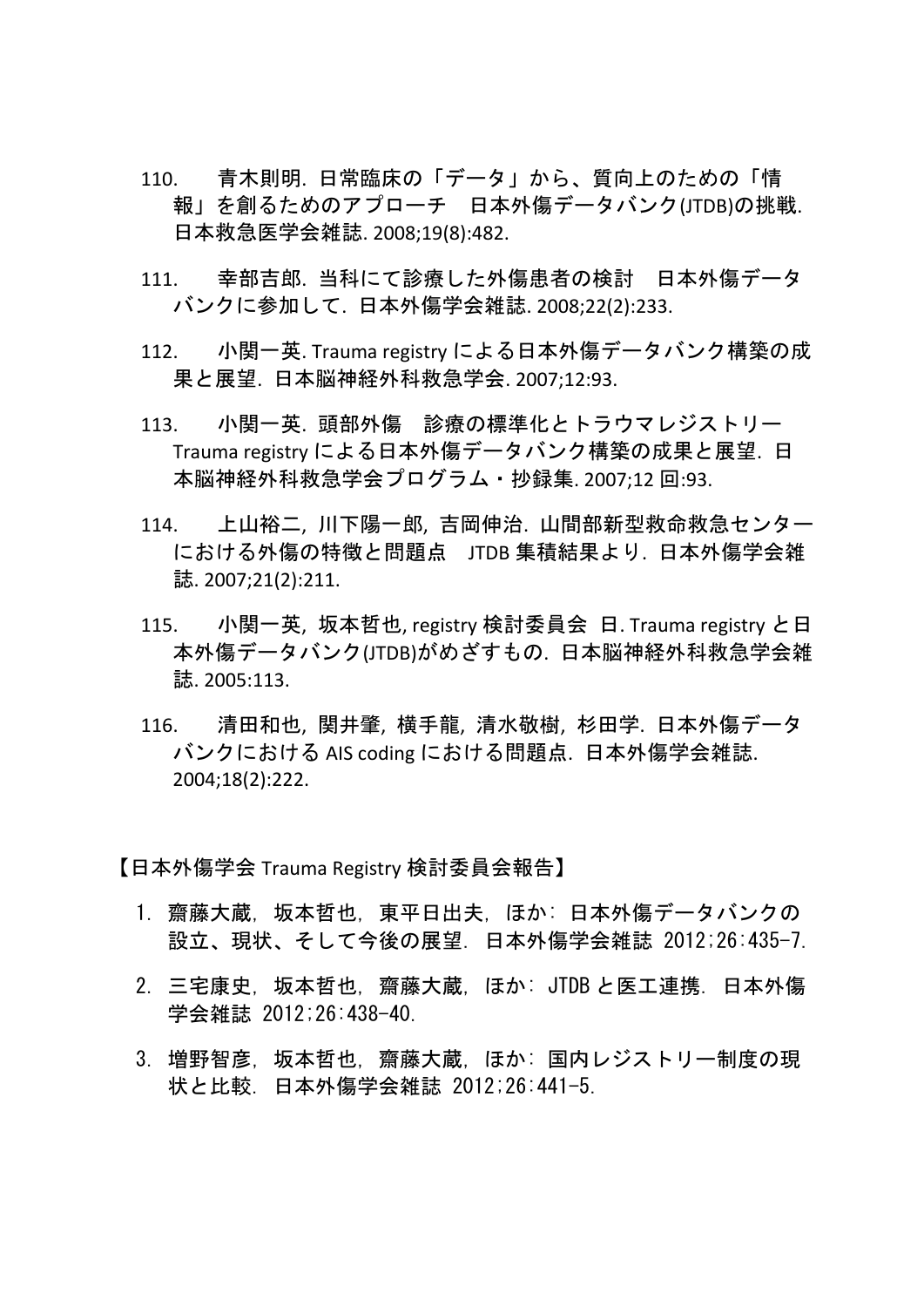110. 青木則明. 日常臨床の「データ」から、質向上のための「情報」を創るためのアプローチ　日本外傷データバンク(JTDB)の挑戦. 日本救急医学会雑誌. 2008;19(8):482.

111. 幸部吉郎. 当科にて診療した外傷患者の検討　日本外傷データバンクに参加して. 日本外傷学会雑誌. 2008;22(2):233.

112. 小関一英. Trauma registry による日本外傷データバンク構築の成果と展望. 日本脳神経外科救急学会. 2007;12:93.

113. 小関一英. 頭部外傷　診療の標準化とトラウマレジストリー　Trauma registry による日本外傷データバンク構築の成果と展望. 日本脳神経外科救急学会プログラム・抄録集. 2007;12 回:93.

114. 上山裕二, 川下陽一郎, 吉岡伸治. 山間部新型救命救急センターにおける外傷の特徴と問題点　JTDB 集積結果より. 日本外傷学会雑誌. 2007;21(2):211.

115. 小関一英, 坂本哲也, registry 検討委員会　日. Trauma registry と日本外傷データバンク(JTDB)がめざすもの. 日本脳神経外科救急学会雑誌. 2005:113.

116. 清田和也, 関井肇, 横手龍, 清水敬樹, 杉田学. 日本外傷データバンクにおける AIS coding における問題点. 日本外傷学会雑誌. 2004;18(2):222.

【日本外傷学会 Trauma Registry 検討委員会報告】

1. 齋藤大蔵, 坂本哲也, 東平日出夫, ほか: 日本外傷データバンクの設立、現状、そして今後の展望. 日本外傷学会雑誌 2012;26:435-7.
2. 三宅康史, 坂本哲也, 齋藤大蔵, ほか: JTDB と医工連携. 日本外傷学会雑誌 2012;26:438-40.
3. 増野智彦, 坂本哲也, 齋藤大蔵, ほか: 国内レジストリー制度の現状と比較. 日本外傷学会雑誌 2012;26:441-5.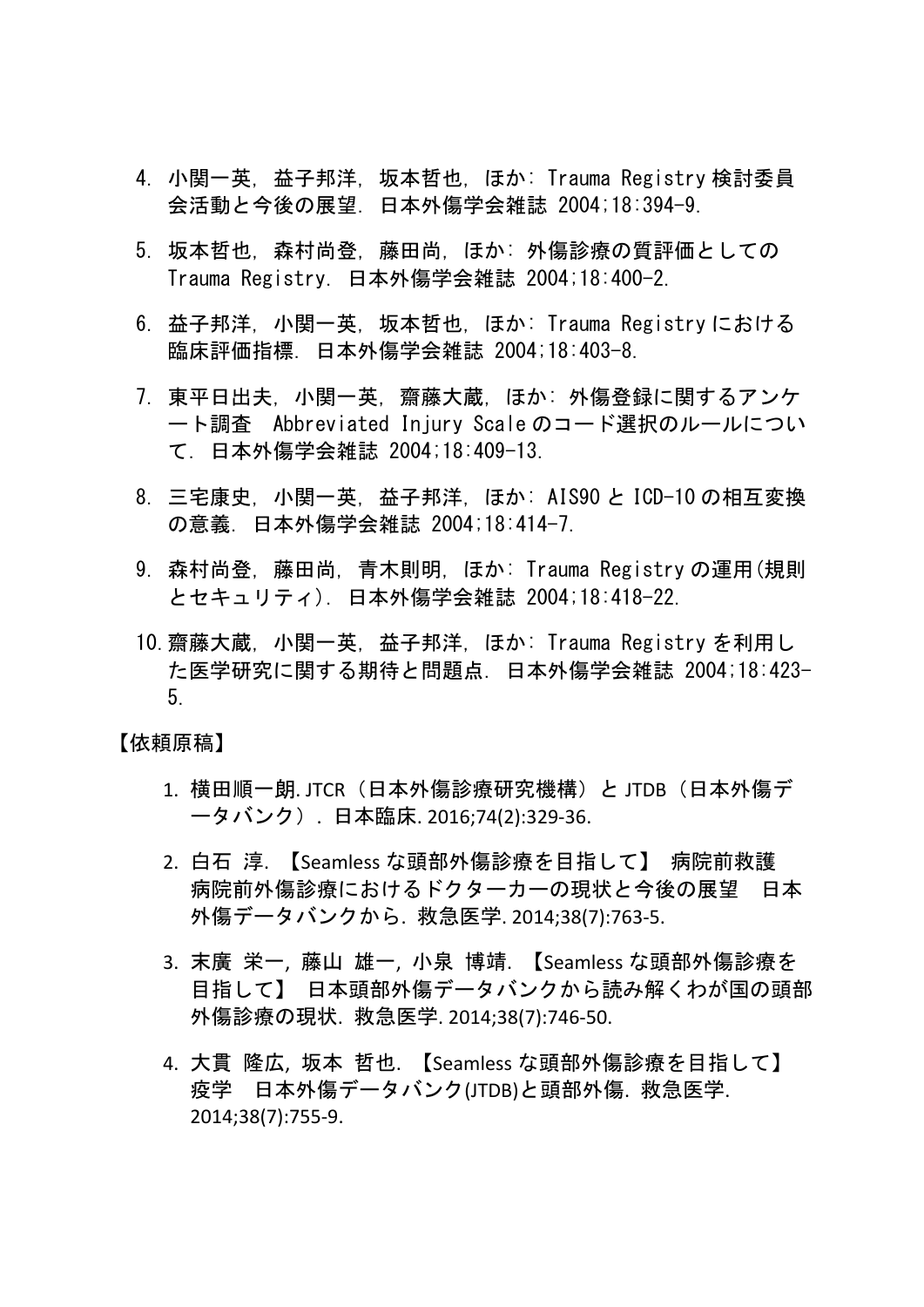4. 小関一英, 益子邦洋, 坂本哲也, ほか: Trauma Registry 検討委員会活動と今後の展望. 日本外傷学会雑誌 2004;18:394-9.
5. 坂本哲也, 森村尚登, 藤田尚, ほか: 外傷診療の質評価としての Trauma Registry. 日本外傷学会雑誌 2004;18:400-2.
6. 益子邦洋, 小関一英, 坂本哲也, ほか: Trauma Registry における臨床評価指標. 日本外傷学会雑誌 2004;18:403-8.
7. 東平日出夫, 小関一英, 齋藤大蔵, ほか: 外傷登録に関するアンケート調査　Abbreviated Injury Scale のコード選択のルールについて. 日本外傷学会雑誌 2004;18:409-13.
8. 三宅康史, 小関一英, 益子邦洋, ほか: AIS90 と ICD-10 の相互変換の意義. 日本外傷学会雑誌 2004;18:414-7.
9. 森村尚登, 藤田尚, 青木則明, ほか: Trauma Registry の運用(規則とセキュリティ). 日本外傷学会雑誌 2004;18:418-22.
10. 齋藤大蔵, 小関一英, 益子邦洋, ほか: Trauma Registry を利用した医学研究に関する期待と問題点. 日本外傷学会雑誌 2004;18:423-5.

【依頼原稿】

1. 横田順一朗. JTCR（日本外傷診療研究機構）と JTDB（日本外傷データバンク）. 日本臨床. 2016;74(2):329-36.
2. 白石 淳. 【Seamless な頭部外傷診療を目指して】 病院前救護　病院前外傷診療におけるドクターカーの現状と今後の展望　日本外傷データバンクから. 救急医学. 2014;38(7):763-5.
3. 末廣 栄一, 藤山 雄一, 小泉 博靖. 【Seamless な頭部外傷診療を目指して】 日本頭部外傷データバンクから読み解くわが国の頭部外傷診療の現状. 救急医学. 2014;38(7):746-50.
4. 大貫 隆広, 坂本 哲也. 【Seamless な頭部外傷診療を目指して】 疫学　日本外傷データバンク(JTDB)と頭部外傷. 救急医学. 2014;38(7):755-9.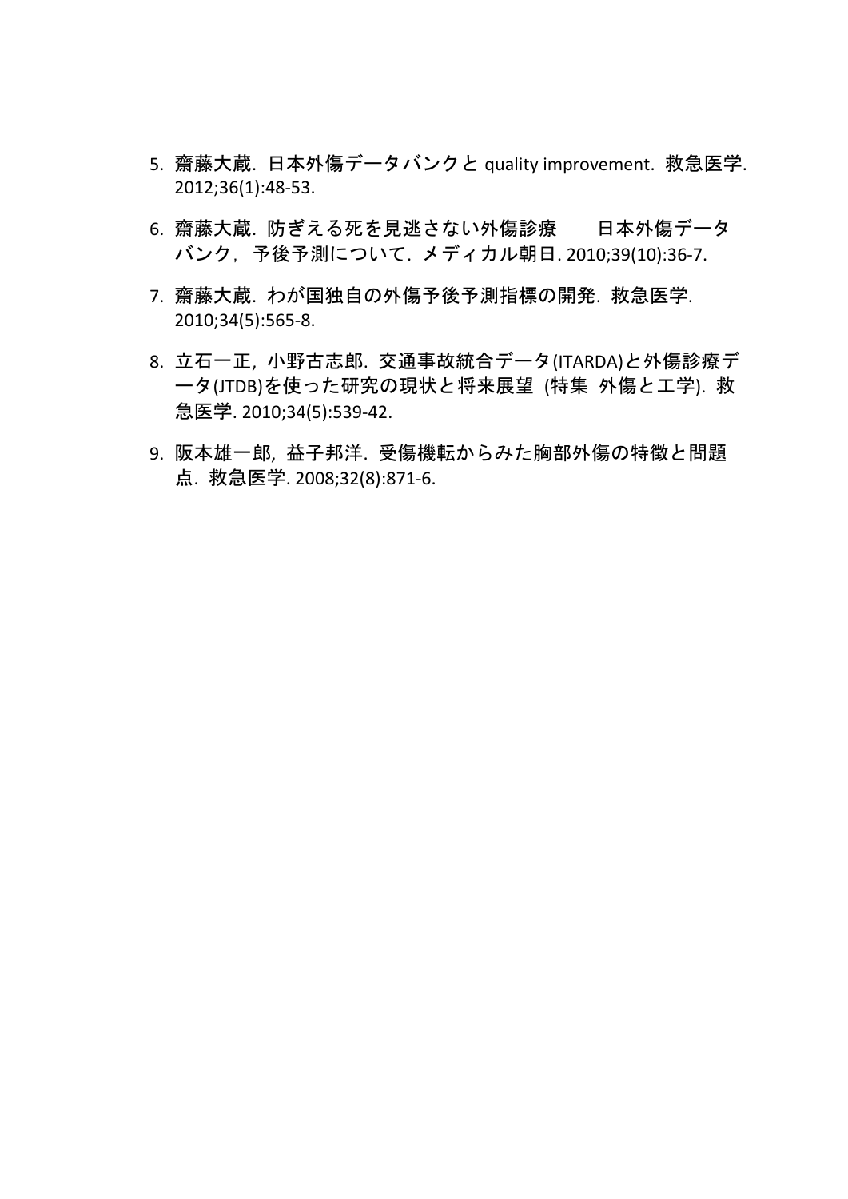5. 齋藤大蔵．日本外傷データバンクと quality improvement．救急医学. 2012;36(1):48-53.

6. 齋藤大蔵．防ぎえる死を見逃さない外傷診療　　日本外傷データバンク，予後予測について．メディカル朝日. 2010;39(10):36-7.

7. 齋藤大蔵．わが国独自の外傷予後予測指標の開発．救急医学. 2010;34(5):565-8.

8. 立石一正, 小野古志郎. 交通事故統合データ(ITARDA)と外傷診療データ(JTDB)を使った研究の現状と将来展望 (特集 外傷と工学). 救急医学. 2010;34(5):539-42.

9. 阪本雄一郎, 益子邦洋. 受傷機転からみた胸部外傷の特徴と問題点．救急医学. 2008;32(8):871-6.